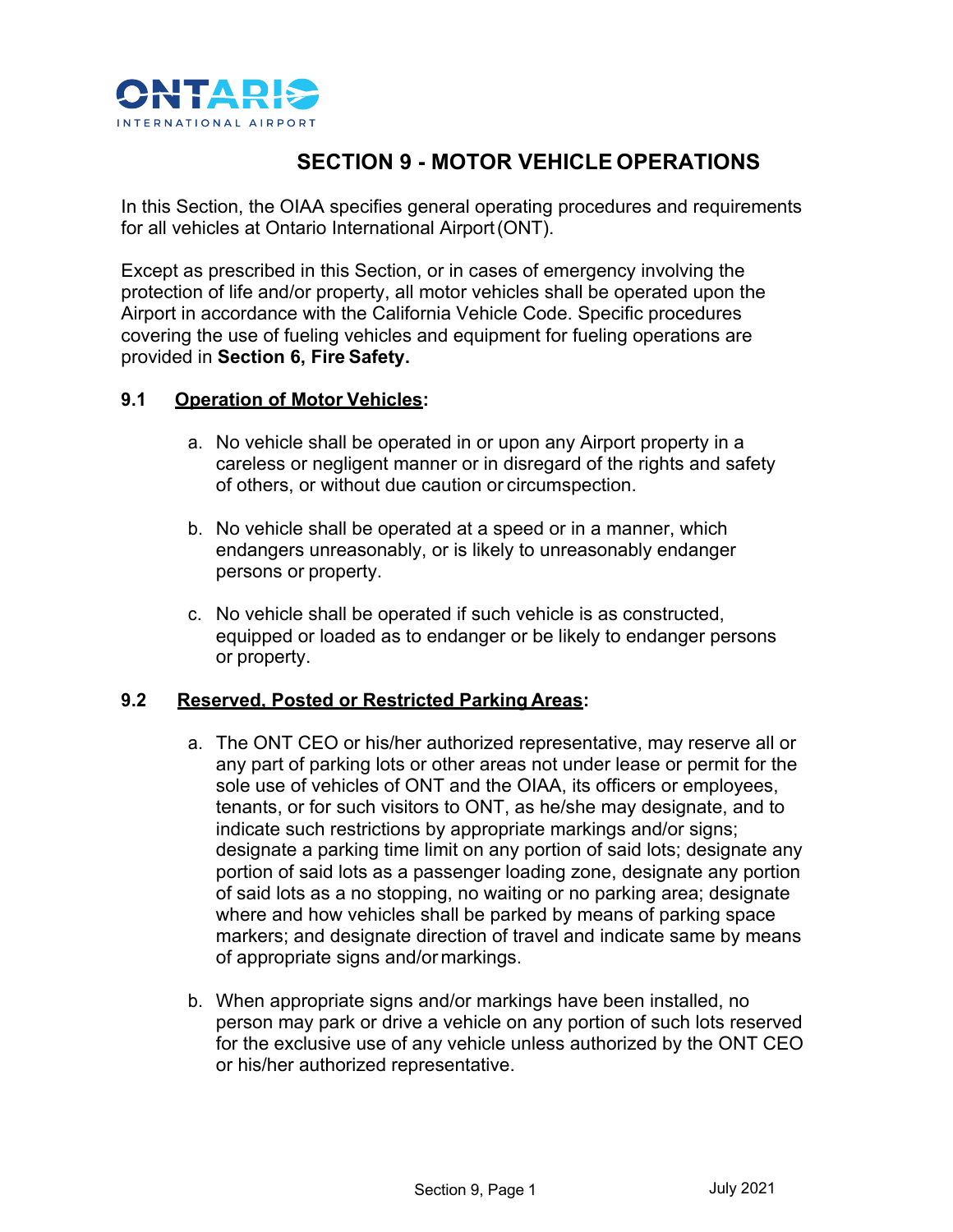# SECTION 9 - MOTOR VEHICLE OPERATIONS

In this Section, the OIAA specifies general operating procedures and requirements for all vehicles at Ontario International Airport (ONT).

Except as prescribed in this Section, or in cases of emergency involving the protection of life and/or property, all motor vehicles shall be operated upon the Airport in accordance with the California Vehicle Code. Specific procedures covering the use of fueling vehicles and equipment for fueling operations are provided in **Section 6, Fire Safety.**

## 9.1 Operation of Motor Vehicles:

a. No vehicle shall be operated in or upon any Airport property in a careless or negligent manner or in disregard of the rights and safety of others, or without due caution or circumspection.

b. No vehicle shall be operated at a speed or in a manner, which endangers unreasonably, or is likely to unreasonably endanger persons or property.

c. No vehicle shall be operated if such vehicle is as constructed, equipped or loaded as to endanger or be likely to endanger persons or property.

## 9.2 Reserved, Posted or Restricted Parking Areas:

a. The ONT CEO or his/her authorized representative, may reserve all or any part of parking lots or other areas not under lease or permit for the sole use of vehicles of ONT and the OIAA, its officers or employees, tenants, or for such visitors to ONT, as he/she may designate, and to indicate such restrictions by appropriate markings and/or signs; designate a parking time limit on any portion of said lots; designate any portion of said lots as a passenger loading zone, designate any portion of said lots as a no stopping, no waiting or no parking area; designate where and how vehicles shall be parked by means of parking space markers; and designate direction of travel and indicate same by means of appropriate signs and/or markings.

b. When appropriate signs and/or markings have been installed, no person may park or drive a vehicle on any portion of such lots reserved for the exclusive use of any vehicle unless authorized by the ONT CEO or his/her authorized representative.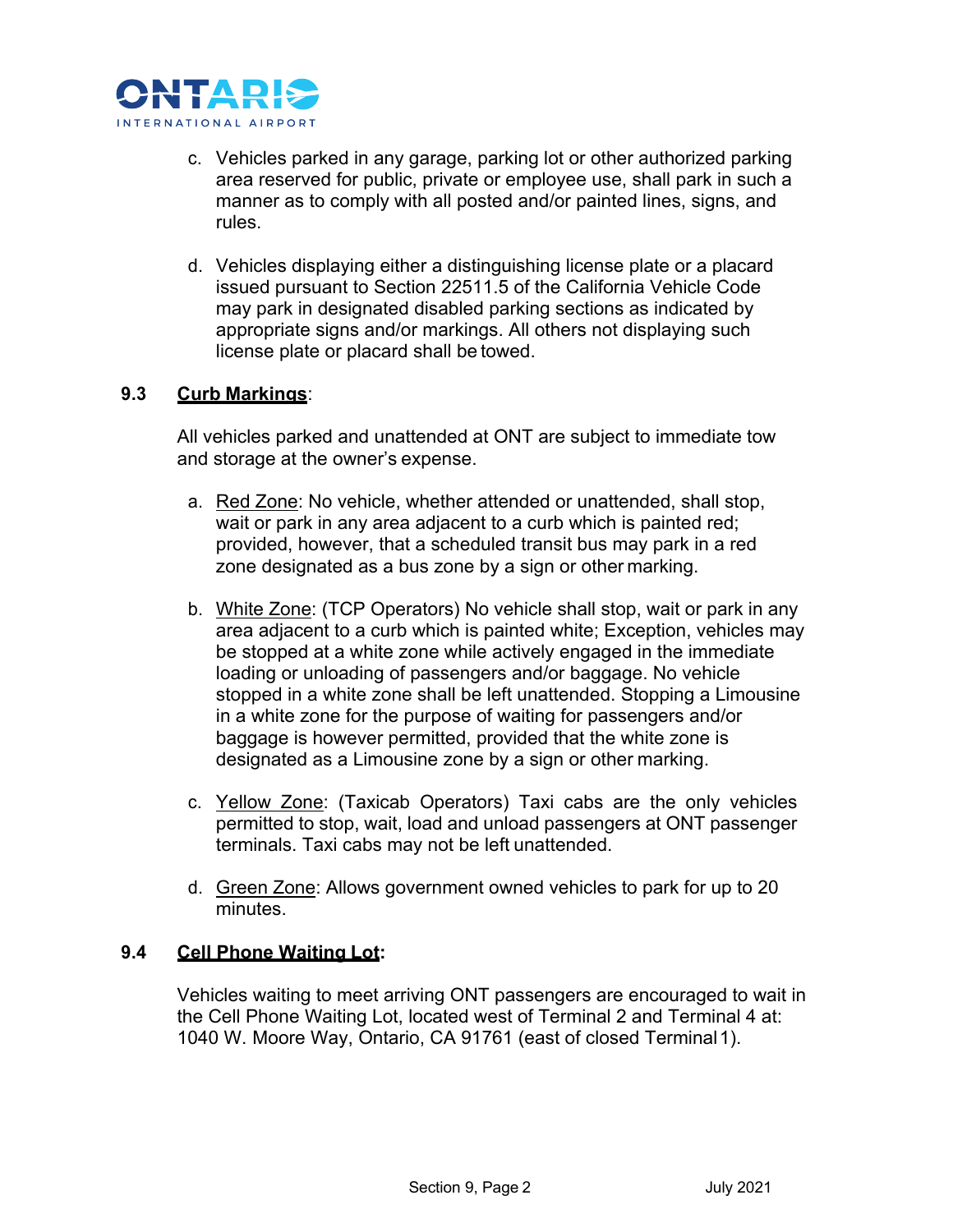c. Vehicles parked in any garage, parking lot or other authorized parking area reserved for public, private or employee use, shall park in such a manner as to comply with all posted and/or painted lines, signs, and rules.

d. Vehicles displaying either a distinguishing license plate or a placard issued pursuant to Section 22511.5 of the California Vehicle Code may park in designated disabled parking sections as indicated by appropriate signs and/or markings. All others not displaying such license plate or placard shall be towed.

## 9.3 Curb Markings:

All vehicles parked and unattended at ONT are subject to immediate tow and storage at the owner's expense.

a. Red Zone: No vehicle, whether attended or unattended, shall stop, wait or park in any area adjacent to a curb which is painted red; provided, however, that a scheduled transit bus may park in a red zone designated as a bus zone by a sign or other marking.

b. White Zone: (TCP Operators) No vehicle shall stop, wait or park in any area adjacent to a curb which is painted white; Exception, vehicles may be stopped at a white zone while actively engaged in the immediate loading or unloading of passengers and/or baggage. No vehicle stopped in a white zone shall be left unattended. Stopping a Limousine in a white zone for the purpose of waiting for passengers and/or baggage is however permitted, provided that the white zone is designated as a Limousine zone by a sign or other marking.

c. Yellow Zone: (Taxicab Operators) Taxi cabs are the only vehicles permitted to stop, wait, load and unload passengers at ONT passenger terminals. Taxi cabs may not be left unattended.

d. Green Zone: Allows government owned vehicles to park for up to 20 minutes.

## 9.4 Cell Phone Waiting Lot:

Vehicles waiting to meet arriving ONT passengers are encouraged to wait in the Cell Phone Waiting Lot, located west of Terminal 2 and Terminal 4 at: 1040 W. Moore Way, Ontario, CA 91761 (east of closed Terminal 1).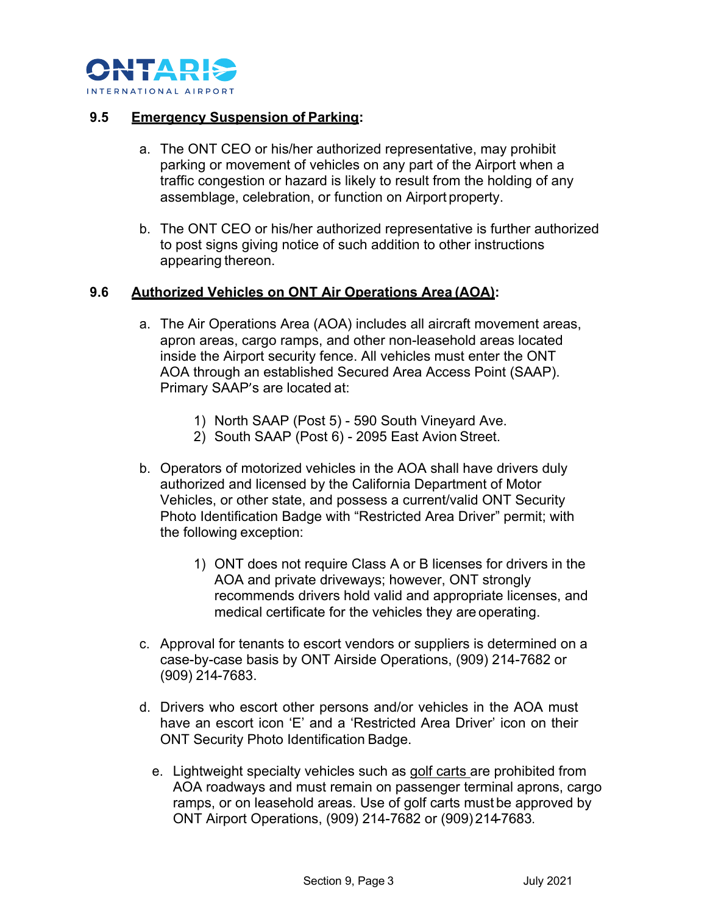### 9.5 **Emergency Suspension of Parking**:

a. The ONT CEO or his/her authorized representative, may prohibit parking or movement of vehicles on any part of the Airport when a traffic congestion or hazard is likely to result from the holding of any assemblage, celebration, or function on Airport property.

b. The ONT CEO or his/her authorized representative is further authorized to post signs giving notice of such addition to other instructions appearing thereon.

### 9.6 **Authorized Vehicles on ONT Air Operations Area (AOA)**:

a. The Air Operations Area (AOA) includes all aircraft movement areas, apron areas, cargo ramps, and other non-leasehold areas located inside the Airport security fence. All vehicles must enter the ONT AOA through an established Secured Area Access Point (SAAP). Primary SAAP's are located at:

   1) North SAAP (Post 5) - 590 South Vineyard Ave.
   2) South SAAP (Post 6) - 2095 East Avion Street.

b. Operators of motorized vehicles in the AOA shall have drivers duly authorized and licensed by the California Department of Motor Vehicles, or other state, and possess a current/valid ONT Security Photo Identification Badge with "Restricted Area Driver" permit; with the following exception:

   1) ONT does not require Class A or B licenses for drivers in the AOA and private driveways; however, ONT strongly recommends drivers hold valid and appropriate licenses, and medical certificate for the vehicles they are operating.

c. Approval for tenants to escort vendors or suppliers is determined on a case-by-case basis by ONT Airside Operations, (909) 214-7682 or (909) 214-7683.

d. Drivers who escort other persons and/or vehicles in the AOA must have an escort icon 'E' and a 'Restricted Area Driver' icon on their ONT Security Photo Identification Badge.

e. Lightweight specialty vehicles such as golf carts are prohibited from AOA roadways and must remain on passenger terminal aprons, cargo ramps, or on leasehold areas. Use of golf carts must be approved by ONT Airport Operations, (909) 214-7682 or (909) 214-7683.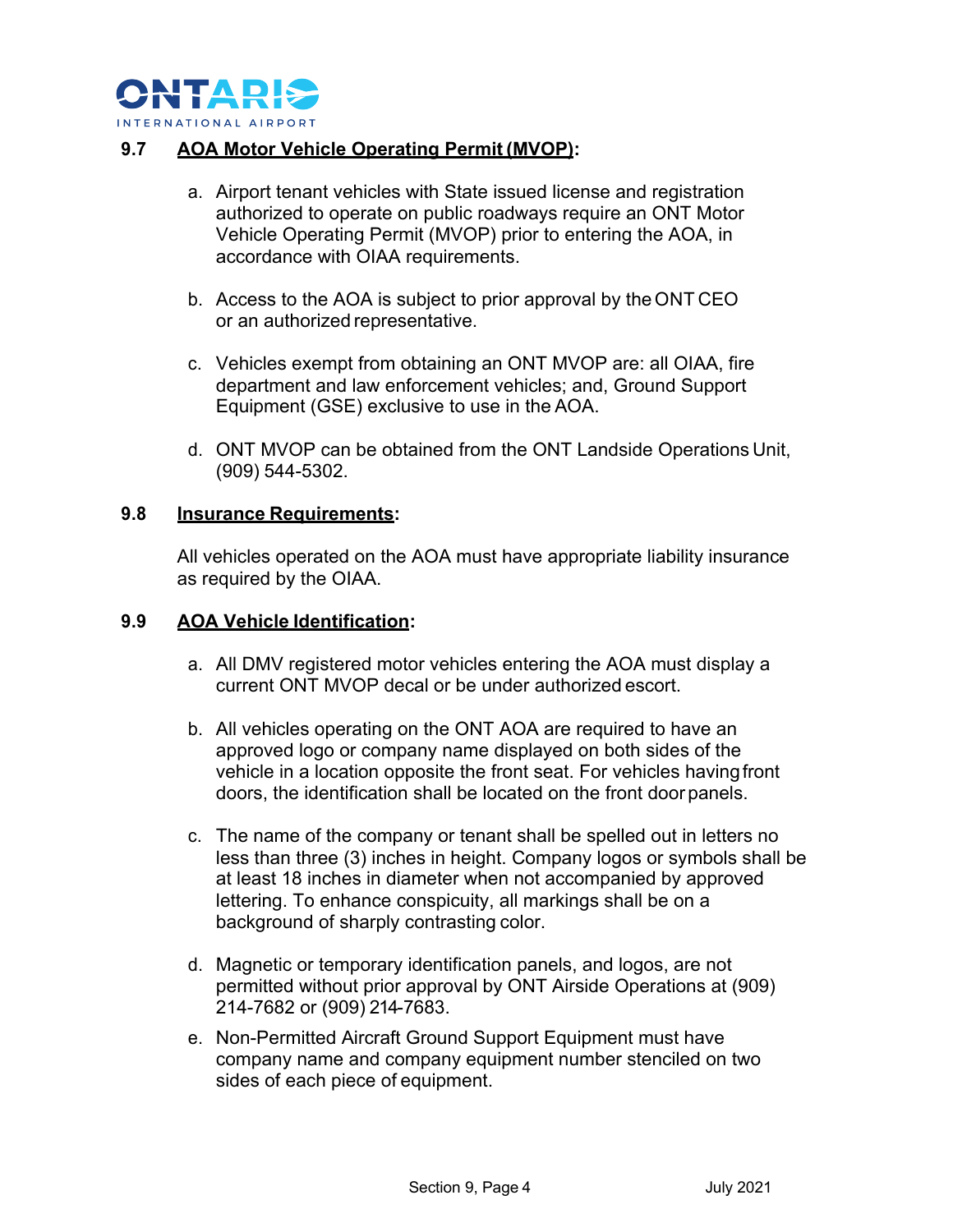### 9.7 AOA Motor Vehicle Operating Permit (MVOP):

a. Airport tenant vehicles with State issued license and registration authorized to operate on public roadways require an ONT Motor Vehicle Operating Permit (MVOP) prior to entering the AOA, in accordance with OIAA requirements.

b. Access to the AOA is subject to prior approval by the ONT CEO or an authorized representative.

c. Vehicles exempt from obtaining an ONT MVOP are: all OIAA, fire department and law enforcement vehicles; and, Ground Support Equipment (GSE) exclusive to use in the AOA.

d. ONT MVOP can be obtained from the ONT Landside Operations Unit, (909) 544-5302.

### 9.8 Insurance Requirements:

All vehicles operated on the AOA must have appropriate liability insurance as required by the OIAA.

### 9.9 AOA Vehicle Identification:

a. All DMV registered motor vehicles entering the AOA must display a current ONT MVOP decal or be under authorized escort.

b. All vehicles operating on the ONT AOA are required to have an approved logo or company name displayed on both sides of the vehicle in a location opposite the front seat. For vehicles having front doors, the identification shall be located on the front door panels.

c. The name of the company or tenant shall be spelled out in letters no less than three (3) inches in height. Company logos or symbols shall be at least 18 inches in diameter when not accompanied by approved lettering. To enhance conspicuity, all markings shall be on a background of sharply contrasting color.

d. Magnetic or temporary identification panels, and logos, are not permitted without prior approval by ONT Airside Operations at (909) 214-7682 or (909) 214-7683.

e. Non-Permitted Aircraft Ground Support Equipment must have company name and company equipment number stenciled on two sides of each piece of equipment.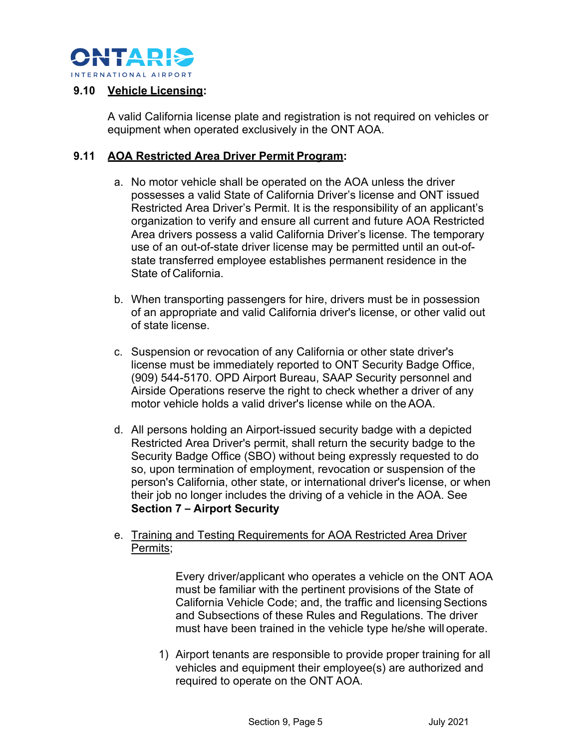### 9.10 Vehicle Licensing:

A valid California license plate and registration is not required on vehicles or equipment when operated exclusively in the ONT AOA.

### 9.11 AOA Restricted Area Driver Permit Program:

a. No motor vehicle shall be operated on the AOA unless the driver possesses a valid State of California Driver's license and ONT issued Restricted Area Driver's Permit. It is the responsibility of an applicant's organization to verify and ensure all current and future AOA Restricted Area drivers possess a valid California Driver's license. The temporary use of an out-of-state driver license may be permitted until an out-of-state transferred employee establishes permanent residence in the State of California.

b. When transporting passengers for hire, drivers must be in possession of an appropriate and valid California driver's license, or other valid out of state license.

c. Suspension or revocation of any California or other state driver's license must be immediately reported to ONT Security Badge Office, (909) 544-5170. OPD Airport Bureau, SAAP Security personnel and Airside Operations reserve the right to check whether a driver of any motor vehicle holds a valid driver's license while on the AOA.

d. All persons holding an Airport-issued security badge with a depicted Restricted Area Driver's permit, shall return the security badge to the Security Badge Office (SBO) without being expressly requested to do so, upon termination of employment, revocation or suspension of the person's California, other state, or international driver's license, or when their job no longer includes the driving of a vehicle in the AOA. See **Section 7 – Airport Security**

e. Training and Testing Requirements for AOA Restricted Area Driver Permits;

Every driver/applicant who operates a vehicle on the ONT AOA must be familiar with the pertinent provisions of the State of California Vehicle Code; and, the traffic and licensing Sections and Subsections of these Rules and Regulations. The driver must have been trained in the vehicle type he/she will operate.

1) Airport tenants are responsible to provide proper training for all vehicles and equipment their employee(s) are authorized and required to operate on the ONT AOA.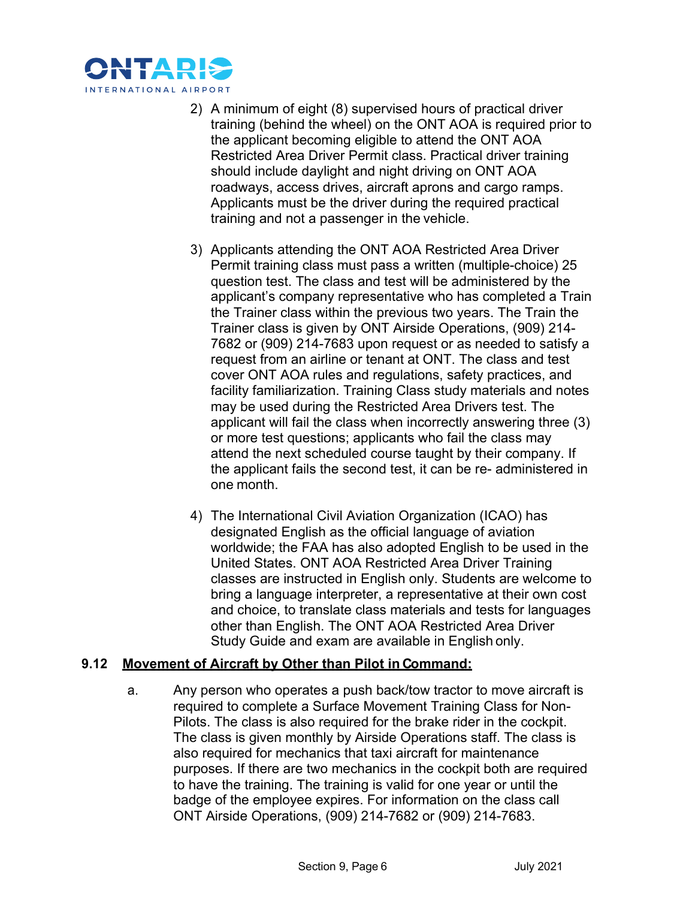2) A minimum of eight (8) supervised hours of practical driver training (behind the wheel) on the ONT AOA is required prior to the applicant becoming eligible to attend the ONT AOA Restricted Area Driver Permit class. Practical driver training should include daylight and night driving on ONT AOA roadways, access drives, aircraft aprons and cargo ramps. Applicants must be the driver during the required practical training and not a passenger in the vehicle.

3) Applicants attending the ONT AOA Restricted Area Driver Permit training class must pass a written (multiple-choice) 25 question test. The class and test will be administered by the applicant's company representative who has completed a Train the Trainer class within the previous two years. The Train the Trainer class is given by ONT Airside Operations, (909) 214-7682 or (909) 214-7683 upon request or as needed to satisfy a request from an airline or tenant at ONT. The class and test cover ONT AOA rules and regulations, safety practices, and facility familiarization. Training Class study materials and notes may be used during the Restricted Area Drivers test. The applicant will fail the class when incorrectly answering three (3) or more test questions; applicants who fail the class may attend the next scheduled course taught by their company. If the applicant fails the second test, it can be re- administered in one month.

4) The International Civil Aviation Organization (ICAO) has designated English as the official language of aviation worldwide; the FAA has also adopted English to be used in the United States. ONT AOA Restricted Area Driver Training classes are instructed in English only. Students are welcome to bring a language interpreter, a representative at their own cost and choice, to translate class materials and tests for languages other than English. The ONT AOA Restricted Area Driver Study Guide and exam are available in English only.

## 9.12 Movement of Aircraft by Other than Pilot in Command:

a. Any person who operates a push back/tow tractor to move aircraft is required to complete a Surface Movement Training Class for Non-Pilots. The class is also required for the brake rider in the cockpit. The class is given monthly by Airside Operations staff. The class is also required for mechanics that taxi aircraft for maintenance purposes. If there are two mechanics in the cockpit both are required to have the training. The training is valid for one year or until the badge of the employee expires. For information on the class call ONT Airside Operations, (909) 214-7682 or (909) 214-7683.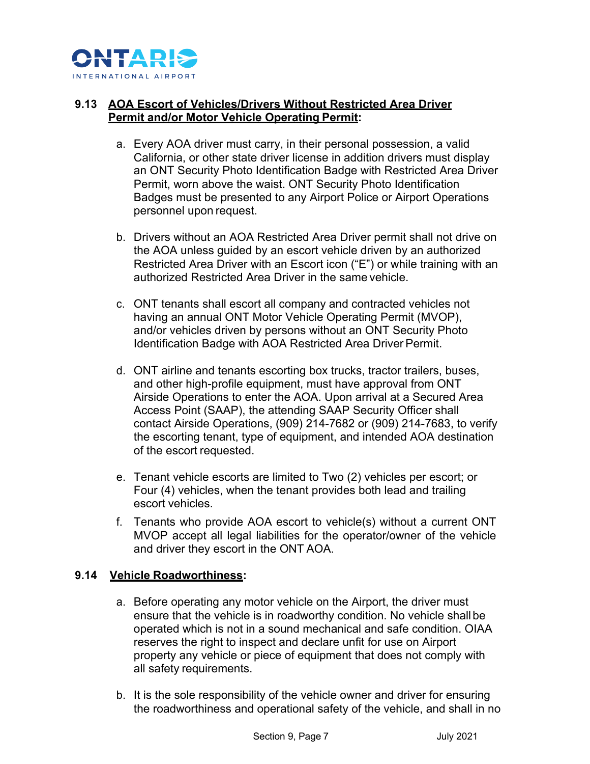### 9.13 AOA Escort of Vehicles/Drivers Without Restricted Area Driver Permit and/or Motor Vehicle Operating Permit:

a. Every AOA driver must carry, in their personal possession, a valid California, or other state driver license in addition drivers must display an ONT Security Photo Identification Badge with Restricted Area Driver Permit, worn above the waist. ONT Security Photo Identification Badges must be presented to any Airport Police or Airport Operations personnel upon request.

b. Drivers without an AOA Restricted Area Driver permit shall not drive on the AOA unless guided by an escort vehicle driven by an authorized Restricted Area Driver with an Escort icon ("E") or while training with an authorized Restricted Area Driver in the same vehicle.

c. ONT tenants shall escort all company and contracted vehicles not having an annual ONT Motor Vehicle Operating Permit (MVOP), and/or vehicles driven by persons without an ONT Security Photo Identification Badge with AOA Restricted Area Driver Permit.

d. ONT airline and tenants escorting box trucks, tractor trailers, buses, and other high-profile equipment, must have approval from ONT Airside Operations to enter the AOA. Upon arrival at a Secured Area Access Point (SAAP), the attending SAAP Security Officer shall contact Airside Operations, (909) 214-7682 or (909) 214-7683, to verify the escorting tenant, type of equipment, and intended AOA destination of the escort requested.

e. Tenant vehicle escorts are limited to Two (2) vehicles per escort; or Four (4) vehicles, when the tenant provides both lead and trailing escort vehicles.

f. Tenants who provide AOA escort to vehicle(s) without a current ONT MVOP accept all legal liabilities for the operator/owner of the vehicle and driver they escort in the ONT AOA.

### 9.14 Vehicle Roadworthiness:

a. Before operating any motor vehicle on the Airport, the driver must ensure that the vehicle is in roadworthy condition. No vehicle shall be operated which is not in a sound mechanical and safe condition. OIAA reserves the right to inspect and declare unfit for use on Airport property any vehicle or piece of equipment that does not comply with all safety requirements.

b. It is the sole responsibility of the vehicle owner and driver for ensuring the roadworthiness and operational safety of the vehicle, and shall in no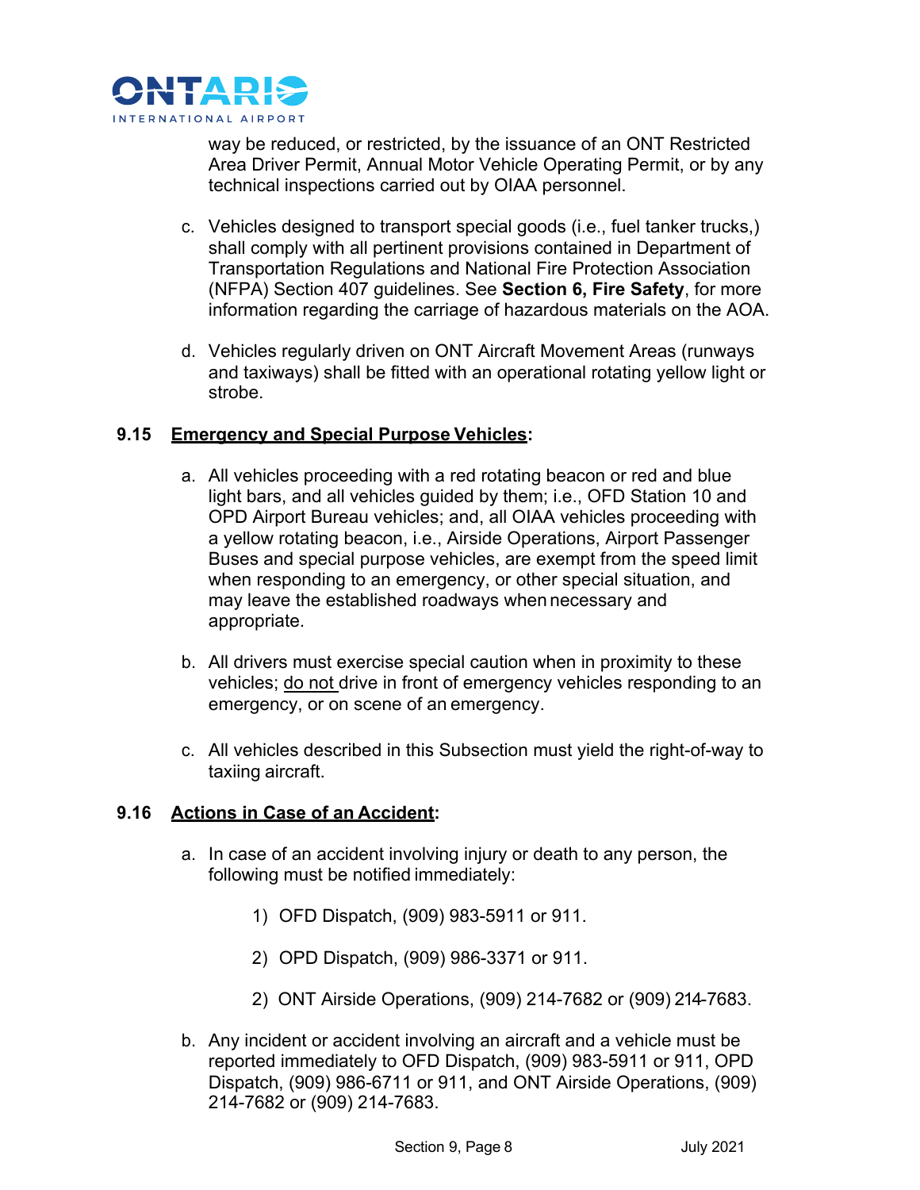way be reduced, or restricted, by the issuance of an ONT Restricted Area Driver Permit, Annual Motor Vehicle Operating Permit, or by any technical inspections carried out by OIAA personnel.

c. Vehicles designed to transport special goods (i.e., fuel tanker trucks,) shall comply with all pertinent provisions contained in Department of Transportation Regulations and National Fire Protection Association (NFPA) Section 407 guidelines. See **Section 6, Fire Safety**, for more information regarding the carriage of hazardous materials on the AOA.

d. Vehicles regularly driven on ONT Aircraft Movement Areas (runways and taxiways) shall be fitted with an operational rotating yellow light or strobe.

**9.15 Emergency and Special Purpose Vehicles:**

a. All vehicles proceeding with a red rotating beacon or red and blue light bars, and all vehicles guided by them; i.e., OFD Station 10 and OPD Airport Bureau vehicles; and, all OIAA vehicles proceeding with a yellow rotating beacon, i.e., Airside Operations, Airport Passenger Buses and special purpose vehicles, are exempt from the speed limit when responding to an emergency, or other special situation, and may leave the established roadways when necessary and appropriate.

b. All drivers must exercise special caution when in proximity to these vehicles; do not drive in front of emergency vehicles responding to an emergency, or on scene of an emergency.

c. All vehicles described in this Subsection must yield the right-of-way to taxiing aircraft.

**9.16 Actions in Case of an Accident:**

a. In case of an accident involving injury or death to any person, the following must be notified immediately:

1) OFD Dispatch, (909) 983-5911 or 911.

2) OPD Dispatch, (909) 986-3371 or 911.

2) ONT Airside Operations, (909) 214-7682 or (909) 214-7683.

b. Any incident or accident involving an aircraft and a vehicle must be reported immediately to OFD Dispatch, (909) 983-5911 or 911, OPD Dispatch, (909) 986-6711 or 911, and ONT Airside Operations, (909) 214-7682 or (909) 214-7683.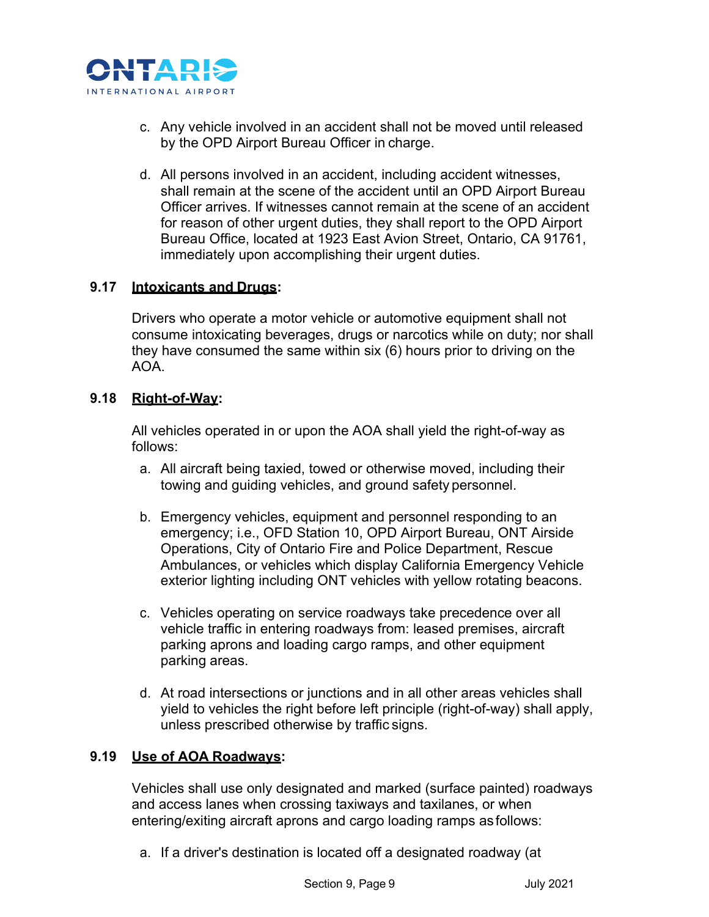c. Any vehicle involved in an accident shall not be moved until released by the OPD Airport Bureau Officer in charge.

d. All persons involved in an accident, including accident witnesses, shall remain at the scene of the accident until an OPD Airport Bureau Officer arrives. If witnesses cannot remain at the scene of an accident for reason of other urgent duties, they shall report to the OPD Airport Bureau Office, located at 1923 East Avion Street, Ontario, CA 91761, immediately upon accomplishing their urgent duties.

### 9.17 Intoxicants and Drugs:

Drivers who operate a motor vehicle or automotive equipment shall not consume intoxicating beverages, drugs or narcotics while on duty; nor shall they have consumed the same within six (6) hours prior to driving on the AOA.

### 9.18 Right-of-Way:

All vehicles operated in or upon the AOA shall yield the right-of-way as follows:

a. All aircraft being taxied, towed or otherwise moved, including their towing and guiding vehicles, and ground safety personnel.

b. Emergency vehicles, equipment and personnel responding to an emergency; i.e., OFD Station 10, OPD Airport Bureau, ONT Airside Operations, City of Ontario Fire and Police Department, Rescue Ambulances, or vehicles which display California Emergency Vehicle exterior lighting including ONT vehicles with yellow rotating beacons.

c. Vehicles operating on service roadways take precedence over all vehicle traffic in entering roadways from: leased premises, aircraft parking aprons and loading cargo ramps, and other equipment parking areas.

d. At road intersections or junctions and in all other areas vehicles shall yield to vehicles the right before left principle (right-of-way) shall apply, unless prescribed otherwise by traffic signs.

### 9.19 Use of AOA Roadways:

Vehicles shall use only designated and marked (surface painted) roadways and access lanes when crossing taxiways and taxilanes, or when entering/exiting aircraft aprons and cargo loading ramps as follows:

a. If a driver's destination is located off a designated roadway (at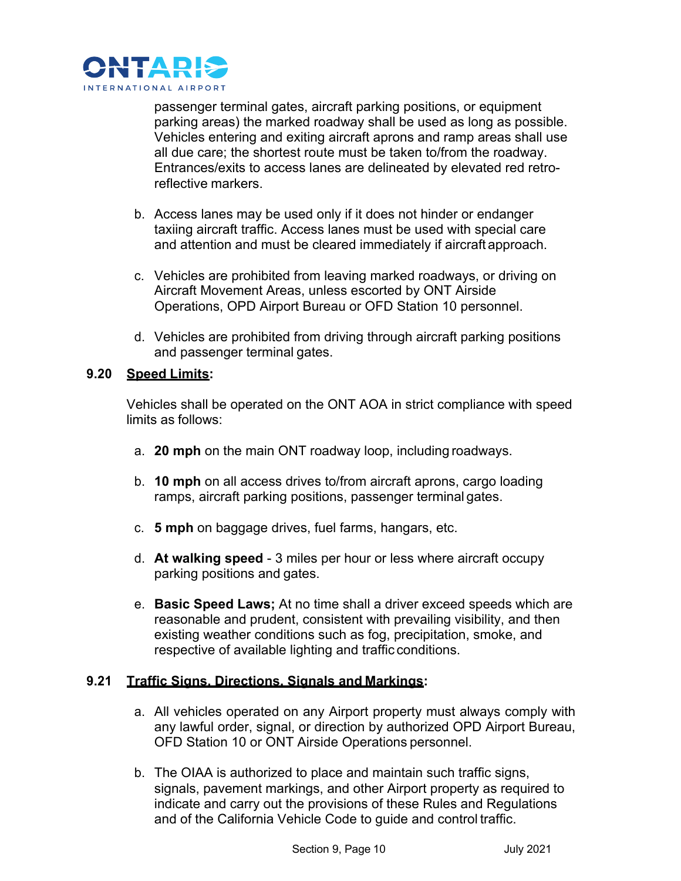passenger terminal gates, aircraft parking positions, or equipment parking areas) the marked roadway shall be used as long as possible. Vehicles entering and exiting aircraft aprons and ramp areas shall use all due care; the shortest route must be taken to/from the roadway. Entrances/exits to access lanes are delineated by elevated red retro-reflective markers.

b. Access lanes may be used only if it does not hinder or endanger taxiing aircraft traffic. Access lanes must be used with special care and attention and must be cleared immediately if aircraft approach.

c. Vehicles are prohibited from leaving marked roadways, or driving on Aircraft Movement Areas, unless escorted by ONT Airside Operations, OPD Airport Bureau or OFD Station 10 personnel.

d. Vehicles are prohibited from driving through aircraft parking positions and passenger terminal gates.

### 9.20 Speed Limits:

Vehicles shall be operated on the ONT AOA in strict compliance with speed limits as follows:

a. **20 mph** on the main ONT roadway loop, including roadways.

b. **10 mph** on all access drives to/from aircraft aprons, cargo loading ramps, aircraft parking positions, passenger terminal gates.

c. **5 mph** on baggage drives, fuel farms, hangars, etc.

d. **At walking speed** - 3 miles per hour or less where aircraft occupy parking positions and gates.

e. **Basic Speed Laws;** At no time shall a driver exceed speeds which are reasonable and prudent, consistent with prevailing visibility, and then existing weather conditions such as fog, precipitation, smoke, and respective of available lighting and traffic conditions.

### 9.21 Traffic Signs, Directions, Signals and Markings:

a. All vehicles operated on any Airport property must always comply with any lawful order, signal, or direction by authorized OPD Airport Bureau, OFD Station 10 or ONT Airside Operations personnel.

b. The OIAA is authorized to place and maintain such traffic signs, signals, pavement markings, and other Airport property as required to indicate and carry out the provisions of these Rules and Regulations and of the California Vehicle Code to guide and control traffic.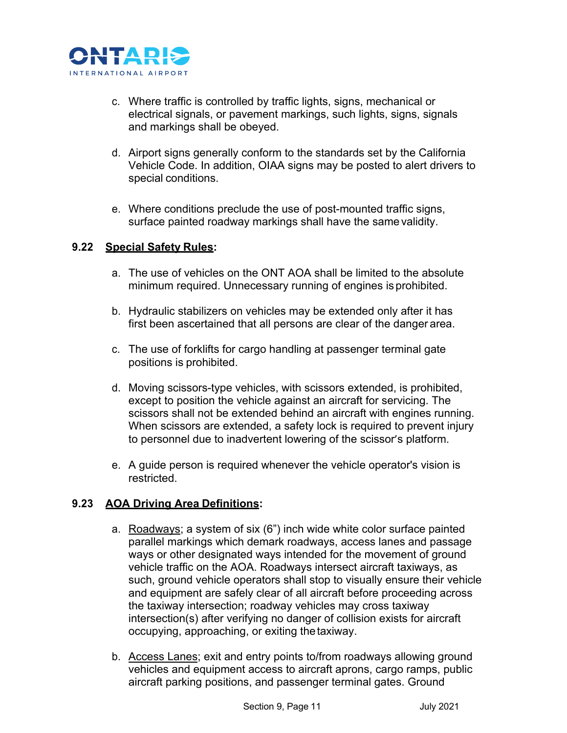c. Where traffic is controlled by traffic lights, signs, mechanical or electrical signals, or pavement markings, such lights, signs, signals and markings shall be obeyed.

d. Airport signs generally conform to the standards set by the California Vehicle Code. In addition, OIAA signs may be posted to alert drivers to special conditions.

e. Where conditions preclude the use of post-mounted traffic signs, surface painted roadway markings shall have the same validity.

**9.22 Special Safety Rules:**

a. The use of vehicles on the ONT AOA shall be limited to the absolute minimum required. Unnecessary running of engines is prohibited.

b. Hydraulic stabilizers on vehicles may be extended only after it has first been ascertained that all persons are clear of the danger area.

c. The use of forklifts for cargo handling at passenger terminal gate positions is prohibited.

d. Moving scissors-type vehicles, with scissors extended, is prohibited, except to position the vehicle against an aircraft for servicing. The scissors shall not be extended behind an aircraft with engines running. When scissors are extended, a safety lock is required to prevent injury to personnel due to inadvertent lowering of the scissor's platform.

e. A guide person is required whenever the vehicle operator's vision is restricted.

**9.23 AOA Driving Area Definitions:**

a. Roadways; a system of six (6") inch wide white color surface painted parallel markings which demark roadways, access lanes and passage ways or other designated ways intended for the movement of ground vehicle traffic on the AOA. Roadways intersect aircraft taxiways, as such, ground vehicle operators shall stop to visually ensure their vehicle and equipment are safely clear of all aircraft before proceeding across the taxiway intersection; roadway vehicles may cross taxiway intersection(s) after verifying no danger of collision exists for aircraft occupying, approaching, or exiting the taxiway.

b. Access Lanes; exit and entry points to/from roadways allowing ground vehicles and equipment access to aircraft aprons, cargo ramps, public aircraft parking positions, and passenger terminal gates. Ground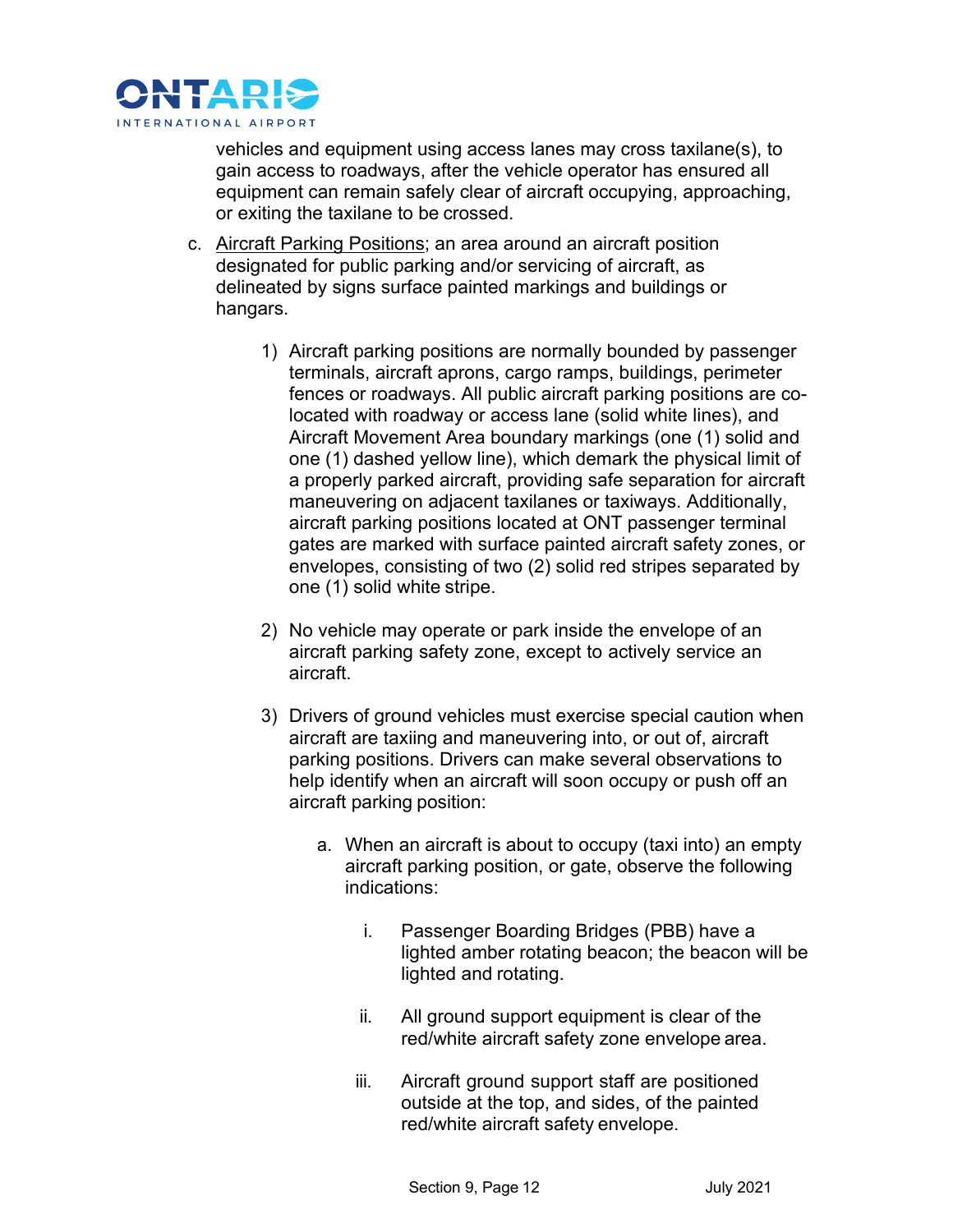vehicles and equipment using access lanes may cross taxilane(s), to gain access to roadways, after the vehicle operator has ensured all equipment can remain safely clear of aircraft occupying, approaching, or exiting the taxilane to be crossed.

c. Aircraft Parking Positions; an area around an aircraft position designated for public parking and/or servicing of aircraft, as delineated by signs surface painted markings and buildings or hangars.

   1) Aircraft parking positions are normally bounded by passenger terminals, aircraft aprons, cargo ramps, buildings, perimeter fences or roadways. All public aircraft parking positions are co-located with roadway or access lane (solid white lines), and Aircraft Movement Area boundary markings (one (1) solid and one (1) dashed yellow line), which demark the physical limit of a properly parked aircraft, providing safe separation for aircraft maneuvering on adjacent taxilanes or taxiways. Additionally, aircraft parking positions located at ONT passenger terminal gates are marked with surface painted aircraft safety zones, or envelopes, consisting of two (2) solid red stripes separated by one (1) solid white stripe.

   2) No vehicle may operate or park inside the envelope of an aircraft parking safety zone, except to actively service an aircraft.

   3) Drivers of ground vehicles must exercise special caution when aircraft are taxiing and maneuvering into, or out of, aircraft parking positions. Drivers can make several observations to help identify when an aircraft will soon occupy or push off an aircraft parking position:

      a. When an aircraft is about to occupy (taxi into) an empty aircraft parking position, or gate, observe the following indications:

         i. Passenger Boarding Bridges (PBB) have a lighted amber rotating beacon; the beacon will be lighted and rotating.

         ii. All ground support equipment is clear of the red/white aircraft safety zone envelope area.

         iii. Aircraft ground support staff are positioned outside at the top, and sides, of the painted red/white aircraft safety envelope.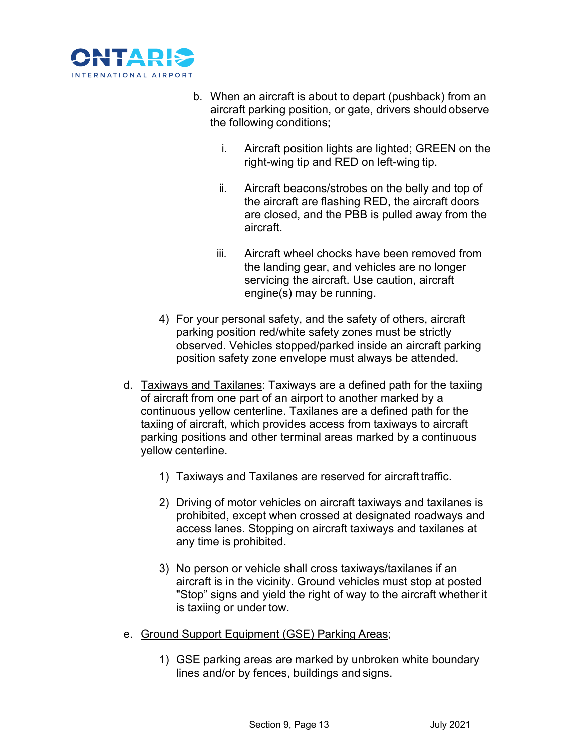b. When an aircraft is about to depart (pushback) from an aircraft parking position, or gate, drivers should observe the following conditions;

   i. Aircraft position lights are lighted; GREEN on the right-wing tip and RED on left-wing tip.

   ii. Aircraft beacons/strobes on the belly and top of the aircraft are flashing RED, the aircraft doors are closed, and the PBB is pulled away from the aircraft.

   iii. Aircraft wheel chocks have been removed from the landing gear, and vehicles are no longer servicing the aircraft. Use caution, aircraft engine(s) may be running.

4) For your personal safety, and the safety of others, aircraft parking position red/white safety zones must be strictly observed. Vehicles stopped/parked inside an aircraft parking position safety zone envelope must always be attended.

d. Taxiways and Taxilanes: Taxiways are a defined path for the taxiing of aircraft from one part of an airport to another marked by a continuous yellow centerline. Taxilanes are a defined path for the taxiing of aircraft, which provides access from taxiways to aircraft parking positions and other terminal areas marked by a continuous yellow centerline.

   1) Taxiways and Taxilanes are reserved for aircraft traffic.

   2) Driving of motor vehicles on aircraft taxiways and taxilanes is prohibited, except when crossed at designated roadways and access lanes. Stopping on aircraft taxiways and taxilanes at any time is prohibited.

   3) No person or vehicle shall cross taxiways/taxilanes if an aircraft is in the vicinity. Ground vehicles must stop at posted "Stop" signs and yield the right of way to the aircraft whether it is taxiing or under tow.

e. Ground Support Equipment (GSE) Parking Areas;

   1) GSE parking areas are marked by unbroken white boundary lines and/or by fences, buildings and signs.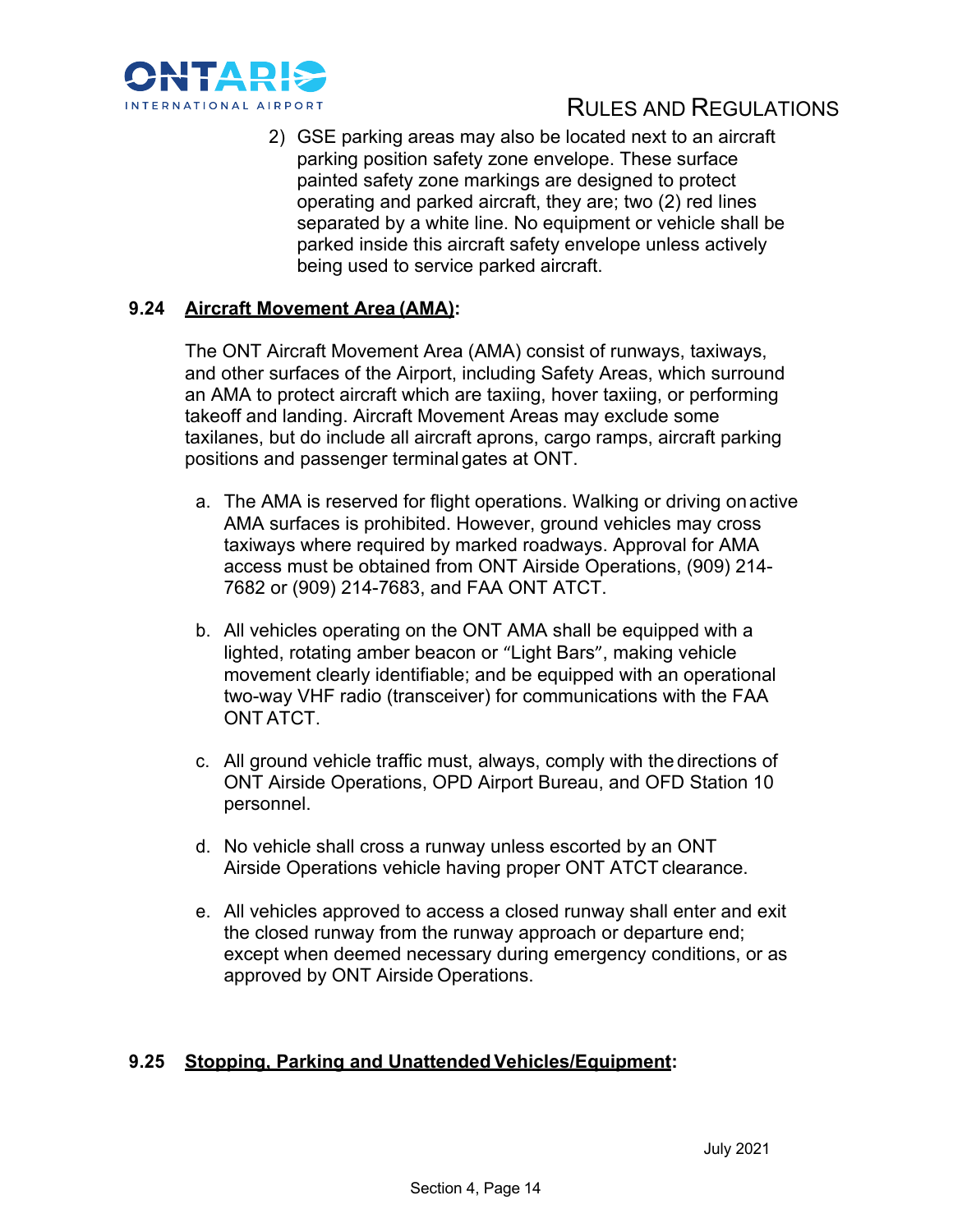2) GSE parking areas may also be located next to an aircraft parking position safety zone envelope. These surface painted safety zone markings are designed to protect operating and parked aircraft, they are; two (2) red lines separated by a white line. No equipment or vehicle shall be parked inside this aircraft safety envelope unless actively being used to service parked aircraft.

### 9.24 Aircraft Movement Area (AMA):

The ONT Aircraft Movement Area (AMA) consist of runways, taxiways, and other surfaces of the Airport, including Safety Areas, which surround an AMA to protect aircraft which are taxiing, hover taxiing, or performing takeoff and landing. Aircraft Movement Areas may exclude some taxilanes, but do include all aircraft aprons, cargo ramps, aircraft parking positions and passenger terminal gates at ONT.

a. The AMA is reserved for flight operations. Walking or driving on active AMA surfaces is prohibited. However, ground vehicles may cross taxiways where required by marked roadways. Approval for AMA access must be obtained from ONT Airside Operations, (909) 214-7682 or (909) 214-7683, and FAA ONT ATCT.

b. All vehicles operating on the ONT AMA shall be equipped with a lighted, rotating amber beacon or "Light Bars", making vehicle movement clearly identifiable; and be equipped with an operational two-way VHF radio (transceiver) for communications with the FAA ONT ATCT.

c. All ground vehicle traffic must, always, comply with the directions of ONT Airside Operations, OPD Airport Bureau, and OFD Station 10 personnel.

d. No vehicle shall cross a runway unless escorted by an ONT Airside Operations vehicle having proper ONT ATCT clearance.

e. All vehicles approved to access a closed runway shall enter and exit the closed runway from the runway approach or departure end; except when deemed necessary during emergency conditions, or as approved by ONT Airside Operations.

### 9.25 Stopping, Parking and Unattended Vehicles/Equipment: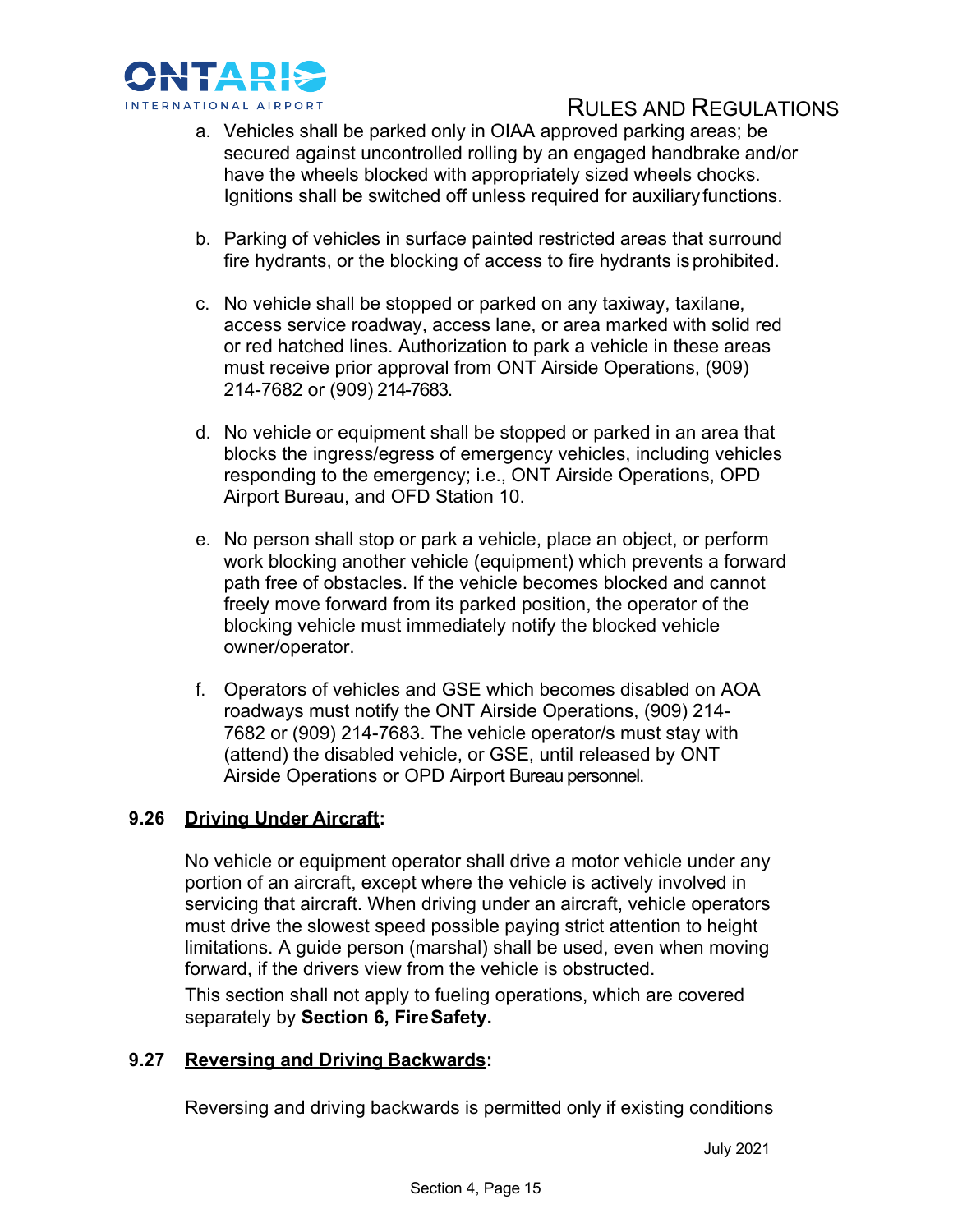a. Vehicles shall be parked only in OIAA approved parking areas; be secured against uncontrolled rolling by an engaged handbrake and/or have the wheels blocked with appropriately sized wheels chocks. Ignitions shall be switched off unless required for auxiliary functions.

b. Parking of vehicles in surface painted restricted areas that surround fire hydrants, or the blocking of access to fire hydrants is prohibited.

c. No vehicle shall be stopped or parked on any taxiway, taxilane, access service roadway, access lane, or area marked with solid red or red hatched lines. Authorization to park a vehicle in these areas must receive prior approval from ONT Airside Operations, (909) 214-7682 or (909) 214-7683.

d. No vehicle or equipment shall be stopped or parked in an area that blocks the ingress/egress of emergency vehicles, including vehicles responding to the emergency; i.e., ONT Airside Operations, OPD Airport Bureau, and OFD Station 10.

e. No person shall stop or park a vehicle, place an object, or perform work blocking another vehicle (equipment) which prevents a forward path free of obstacles. If the vehicle becomes blocked and cannot freely move forward from its parked position, the operator of the blocking vehicle must immediately notify the blocked vehicle owner/operator.

f. Operators of vehicles and GSE which becomes disabled on AOA roadways must notify the ONT Airside Operations, (909) 214-7682 or (909) 214-7683. The vehicle operator/s must stay with (attend) the disabled vehicle, or GSE, until released by ONT Airside Operations or OPD Airport Bureau personnel.

### 9.26 Driving Under Aircraft:

No vehicle or equipment operator shall drive a motor vehicle under any portion of an aircraft, except where the vehicle is actively involved in servicing that aircraft. When driving under an aircraft, vehicle operators must drive the slowest speed possible paying strict attention to height limitations. A guide person (marshal) shall be used, even when moving forward, if the drivers view from the vehicle is obstructed.

This section shall not apply to fueling operations, which are covered separately by **Section 6, Fire Safety.**

### 9.27 Reversing and Driving Backwards:

Reversing and driving backwards is permitted only if existing conditions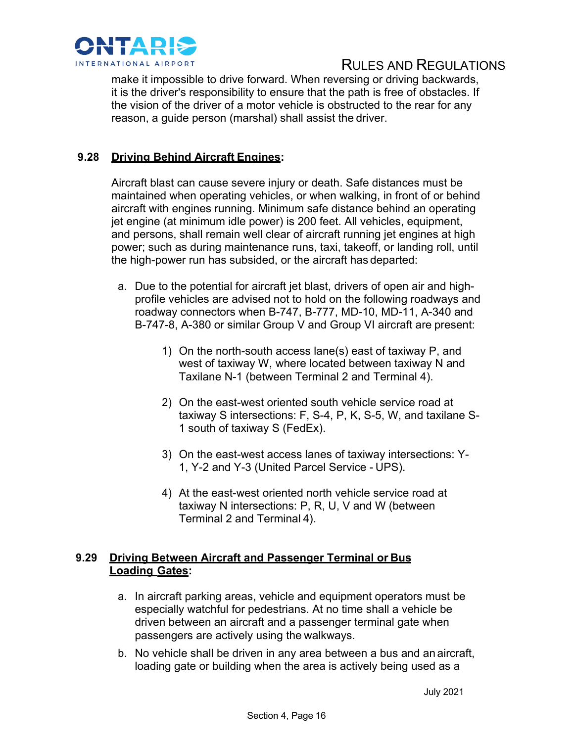make it impossible to drive forward. When reversing or driving backwards, it is the driver's responsibility to ensure that the path is free of obstacles. If the vision of the driver of a motor vehicle is obstructed to the rear for any reason, a guide person (marshal) shall assist the driver.

### 9.28 Driving Behind Aircraft Engines:

Aircraft blast can cause severe injury or death. Safe distances must be maintained when operating vehicles, or when walking, in front of or behind aircraft with engines running. Minimum safe distance behind an operating jet engine (at minimum idle power) is 200 feet. All vehicles, equipment, and persons, shall remain well clear of aircraft running jet engines at high power; such as during maintenance runs, taxi, takeoff, or landing roll, until the high-power run has subsided, or the aircraft has departed:

a. Due to the potential for aircraft jet blast, drivers of open air and high-profile vehicles are advised not to hold on the following roadways and roadway connectors when B-747, B-777, MD-10, MD-11, A-340 and B-747-8, A-380 or similar Group V and Group VI aircraft are present:

    1) On the north-south access lane(s) east of taxiway P, and west of taxiway W, where located between taxiway N and Taxilane N-1 (between Terminal 2 and Terminal 4).

    2) On the east-west oriented south vehicle service road at taxiway S intersections: F, S-4, P, K, S-5, W, and taxilane S-1 south of taxiway S (FedEx).

    3) On the east-west access lanes of taxiway intersections: Y-1, Y-2 and Y-3 (United Parcel Service - UPS).

    4) At the east-west oriented north vehicle service road at taxiway N intersections: P, R, U, V and W (between Terminal 2 and Terminal 4).

### 9.29 Driving Between Aircraft and Passenger Terminal or Bus Loading Gates:

a. In aircraft parking areas, vehicle and equipment operators must be especially watchful for pedestrians. At no time shall a vehicle be driven between an aircraft and a passenger terminal gate when passengers are actively using the walkways.

b. No vehicle shall be driven in any area between a bus and an aircraft, loading gate or building when the area is actively being used as a

July 2021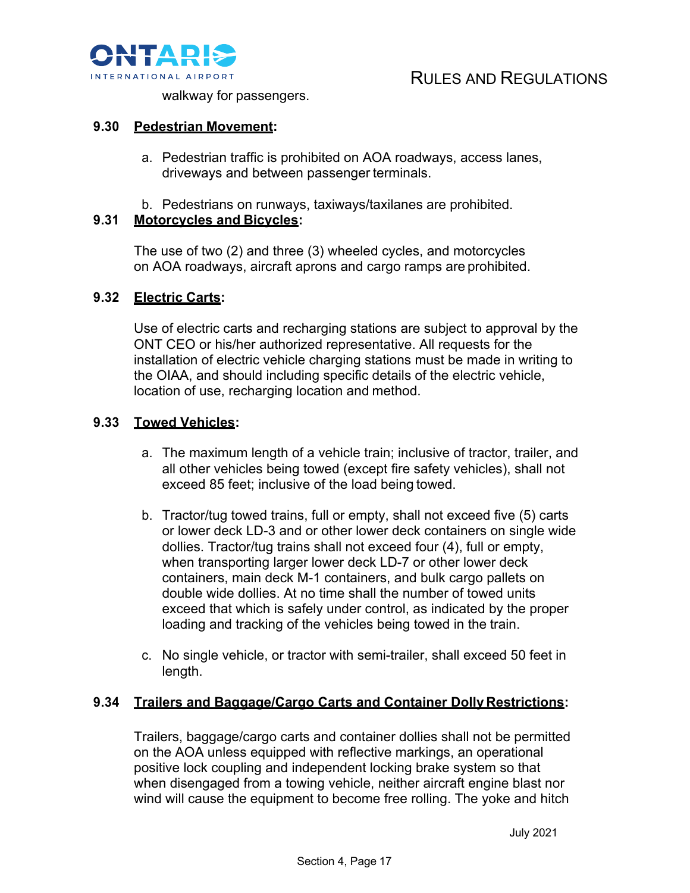walkway for passengers.

**9.30 Pedestrian Movement:**

a. Pedestrian traffic is prohibited on AOA roadways, access lanes, driveways and between passenger terminals.

b. Pedestrians on runways, taxiways/taxilanes are prohibited.

**9.31 Motorcycles and Bicycles:**

The use of two (2) and three (3) wheeled cycles, and motorcycles on AOA roadways, aircraft aprons and cargo ramps are prohibited.

**9.32 Electric Carts:**

Use of electric carts and recharging stations are subject to approval by the ONT CEO or his/her authorized representative. All requests for the installation of electric vehicle charging stations must be made in writing to the OIAA, and should including specific details of the electric vehicle, location of use, recharging location and method.

**9.33 Towed Vehicles:**

a. The maximum length of a vehicle train; inclusive of tractor, trailer, and all other vehicles being towed (except fire safety vehicles), shall not exceed 85 feet; inclusive of the load being towed.

b. Tractor/tug towed trains, full or empty, shall not exceed five (5) carts or lower deck LD-3 and or other lower deck containers on single wide dollies. Tractor/tug trains shall not exceed four (4), full or empty, when transporting larger lower deck LD-7 or other lower deck containers, main deck M-1 containers, and bulk cargo pallets on double wide dollies. At no time shall the number of towed units exceed that which is safely under control, as indicated by the proper loading and tracking of the vehicles being towed in the train.

c. No single vehicle, or tractor with semi-trailer, shall exceed 50 feet in length.

**9.34 Trailers and Baggage/Cargo Carts and Container Dolly Restrictions:**

Trailers, baggage/cargo carts and container dollies shall not be permitted on the AOA unless equipped with reflective markings, an operational positive lock coupling and independent locking brake system so that when disengaged from a towing vehicle, neither aircraft engine blast nor wind will cause the equipment to become free rolling. The yoke and hitch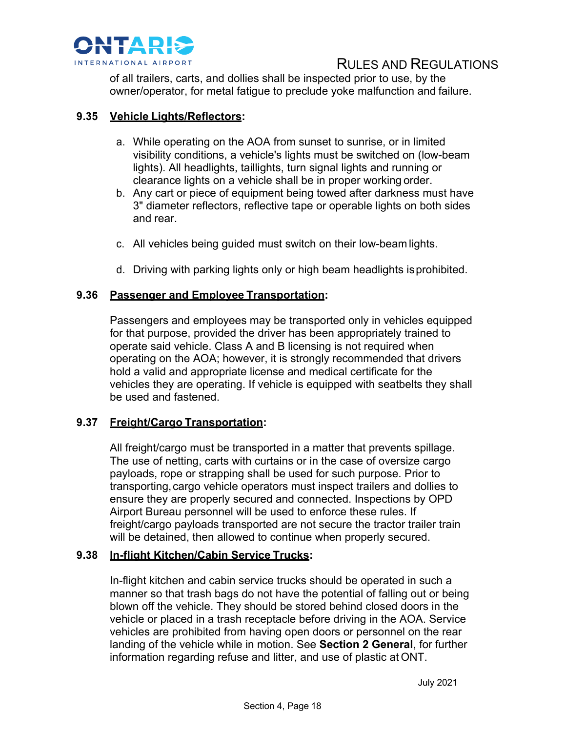of all trailers, carts, and dollies shall be inspected prior to use, by the owner/operator, for metal fatigue to preclude yoke malfunction and failure.

### 9.35 Vehicle Lights/Reflectors:

a. While operating on the AOA from sunset to sunrise, or in limited visibility conditions, a vehicle's lights must be switched on (low-beam lights). All headlights, taillights, turn signal lights and running or clearance lights on a vehicle shall be in proper working order.
b. Any cart or piece of equipment being towed after darkness must have 3" diameter reflectors, reflective tape or operable lights on both sides and rear.
c. All vehicles being guided must switch on their low-beam lights.
d. Driving with parking lights only or high beam headlights is prohibited.

### 9.36 Passenger and Employee Transportation:

Passengers and employees may be transported only in vehicles equipped for that purpose, provided the driver has been appropriately trained to operate said vehicle. Class A and B licensing is not required when operating on the AOA; however, it is strongly recommended that drivers hold a valid and appropriate license and medical certificate for the vehicles they are operating. If vehicle is equipped with seatbelts they shall be used and fastened.

### 9.37 Freight/Cargo Transportation:

All freight/cargo must be transported in a matter that prevents spillage. The use of netting, carts with curtains or in the case of oversize cargo payloads, rope or strapping shall be used for such purpose. Prior to transporting, cargo vehicle operators must inspect trailers and dollies to ensure they are properly secured and connected. Inspections by OPD Airport Bureau personnel will be used to enforce these rules. If freight/cargo payloads transported are not secure the tractor trailer train will be detained, then allowed to continue when properly secured.

### 9.38 In-flight Kitchen/Cabin Service Trucks:

In-flight kitchen and cabin service trucks should be operated in such a manner so that trash bags do not have the potential of falling out or being blown off the vehicle. They should be stored behind closed doors in the vehicle or placed in a trash receptacle before driving in the AOA. Service vehicles are prohibited from having open doors or personnel on the rear landing of the vehicle while in motion. See **Section 2 General**, for further information regarding refuse and litter, and use of plastic at ONT.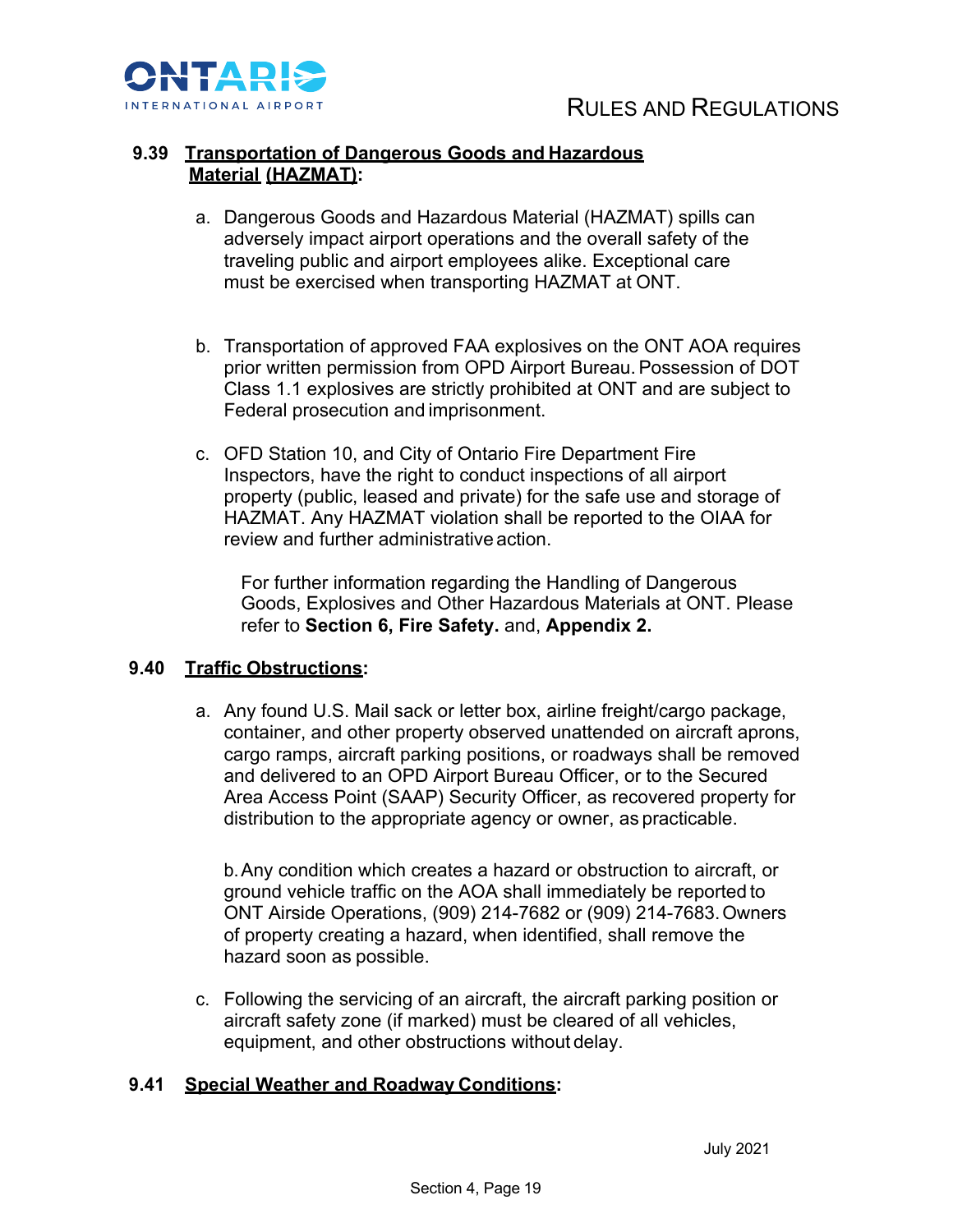### 9.39 Transportation of Dangerous Goods and Hazardous Material (HAZMAT):

a. Dangerous Goods and Hazardous Material (HAZMAT) spills can adversely impact airport operations and the overall safety of the traveling public and airport employees alike. Exceptional care must be exercised when transporting HAZMAT at ONT.

b. Transportation of approved FAA explosives on the ONT AOA requires prior written permission from OPD Airport Bureau. Possession of DOT Class 1.1 explosives are strictly prohibited at ONT and are subject to Federal prosecution and imprisonment.

c. OFD Station 10, and City of Ontario Fire Department Fire Inspectors, have the right to conduct inspections of all airport property (public, leased and private) for the safe use and storage of HAZMAT. Any HAZMAT violation shall be reported to the OIAA for review and further administrative action.

   For further information regarding the Handling of Dangerous Goods, Explosives and Other Hazardous Materials at ONT. Please refer to **Section 6, Fire Safety.** and, **Appendix 2.**

### 9.40 Traffic Obstructions:

a. Any found U.S. Mail sack or letter box, airline freight/cargo package, container, and other property observed unattended on aircraft aprons, cargo ramps, aircraft parking positions, or roadways shall be removed and delivered to an OPD Airport Bureau Officer, or to the Secured Area Access Point (SAAP) Security Officer, as recovered property for distribution to the appropriate agency or owner, as practicable.

b. Any condition which creates a hazard or obstruction to aircraft, or ground vehicle traffic on the AOA shall immediately be reported to ONT Airside Operations, (909) 214-7682 or (909) 214-7683. Owners of property creating a hazard, when identified, shall remove the hazard soon as possible.

c. Following the servicing of an aircraft, the aircraft parking position or aircraft safety zone (if marked) must be cleared of all vehicles, equipment, and other obstructions without delay.

### 9.41 Special Weather and Roadway Conditions:

July 2021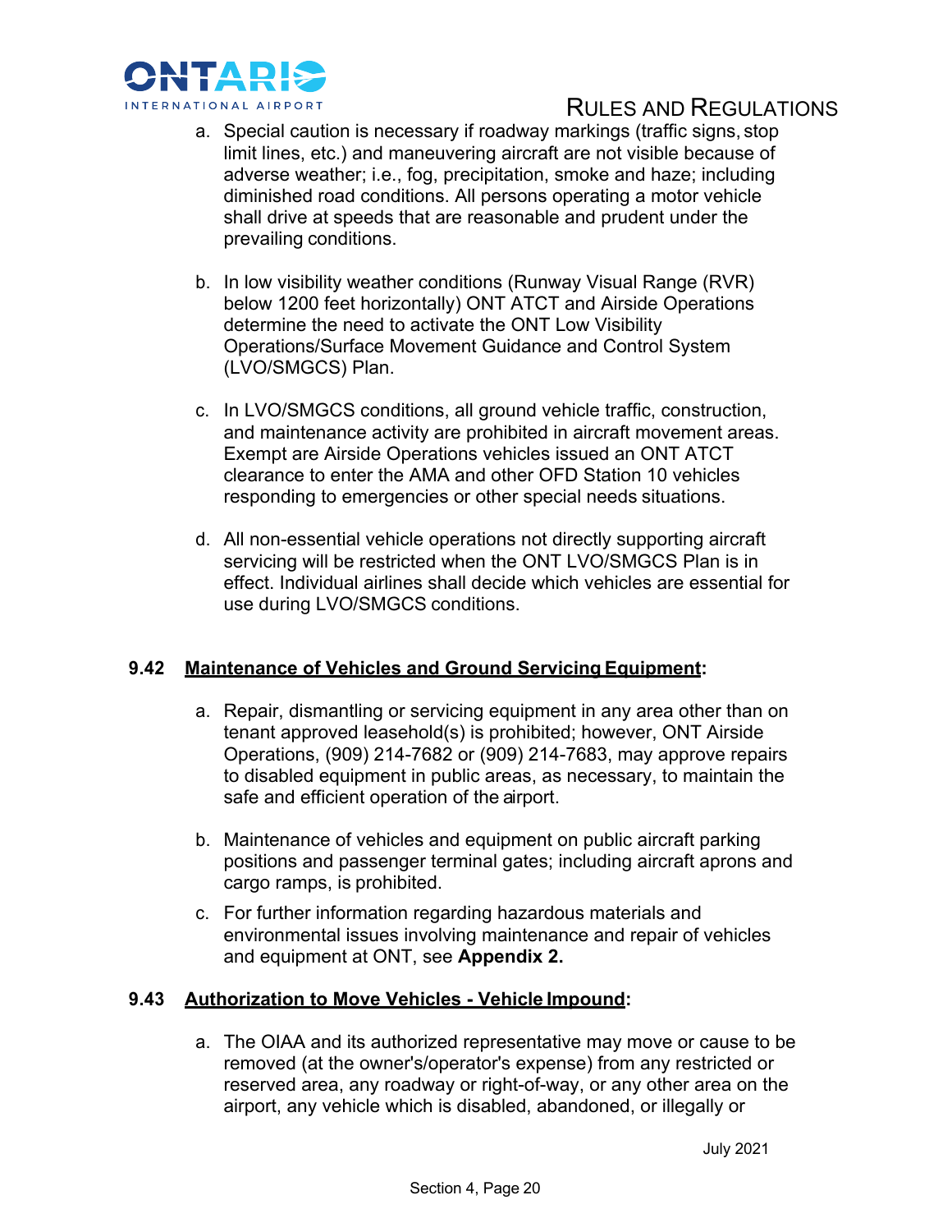a. Special caution is necessary if roadway markings (traffic signs, stop limit lines, etc.) and maneuvering aircraft are not visible because of adverse weather; i.e., fog, precipitation, smoke and haze; including diminished road conditions. All persons operating a motor vehicle shall drive at speeds that are reasonable and prudent under the prevailing conditions.

b. In low visibility weather conditions (Runway Visual Range (RVR) below 1200 feet horizontally) ONT ATCT and Airside Operations determine the need to activate the ONT Low Visibility Operations/Surface Movement Guidance and Control System (LVO/SMGCS) Plan.

c. In LVO/SMGCS conditions, all ground vehicle traffic, construction, and maintenance activity are prohibited in aircraft movement areas. Exempt are Airside Operations vehicles issued an ONT ATCT clearance to enter the AMA and other OFD Station 10 vehicles responding to emergencies or other special needs situations.

d. All non-essential vehicle operations not directly supporting aircraft servicing will be restricted when the ONT LVO/SMGCS Plan is in effect. Individual airlines shall decide which vehicles are essential for use during LVO/SMGCS conditions.

### 9.42 Maintenance of Vehicles and Ground Servicing Equipment:

a. Repair, dismantling or servicing equipment in any area other than on tenant approved leasehold(s) is prohibited; however, ONT Airside Operations, (909) 214-7682 or (909) 214-7683, may approve repairs to disabled equipment in public areas, as necessary, to maintain the safe and efficient operation of the airport.

b. Maintenance of vehicles and equipment on public aircraft parking positions and passenger terminal gates; including aircraft aprons and cargo ramps, is prohibited.

c. For further information regarding hazardous materials and environmental issues involving maintenance and repair of vehicles and equipment at ONT, see **Appendix 2.**

### 9.43 Authorization to Move Vehicles - Vehicle Impound:

a. The OIAA and its authorized representative may move or cause to be removed (at the owner's/operator's expense) from any restricted or reserved area, any roadway or right-of-way, or any other area on the airport, any vehicle which is disabled, abandoned, or illegally or

July 2021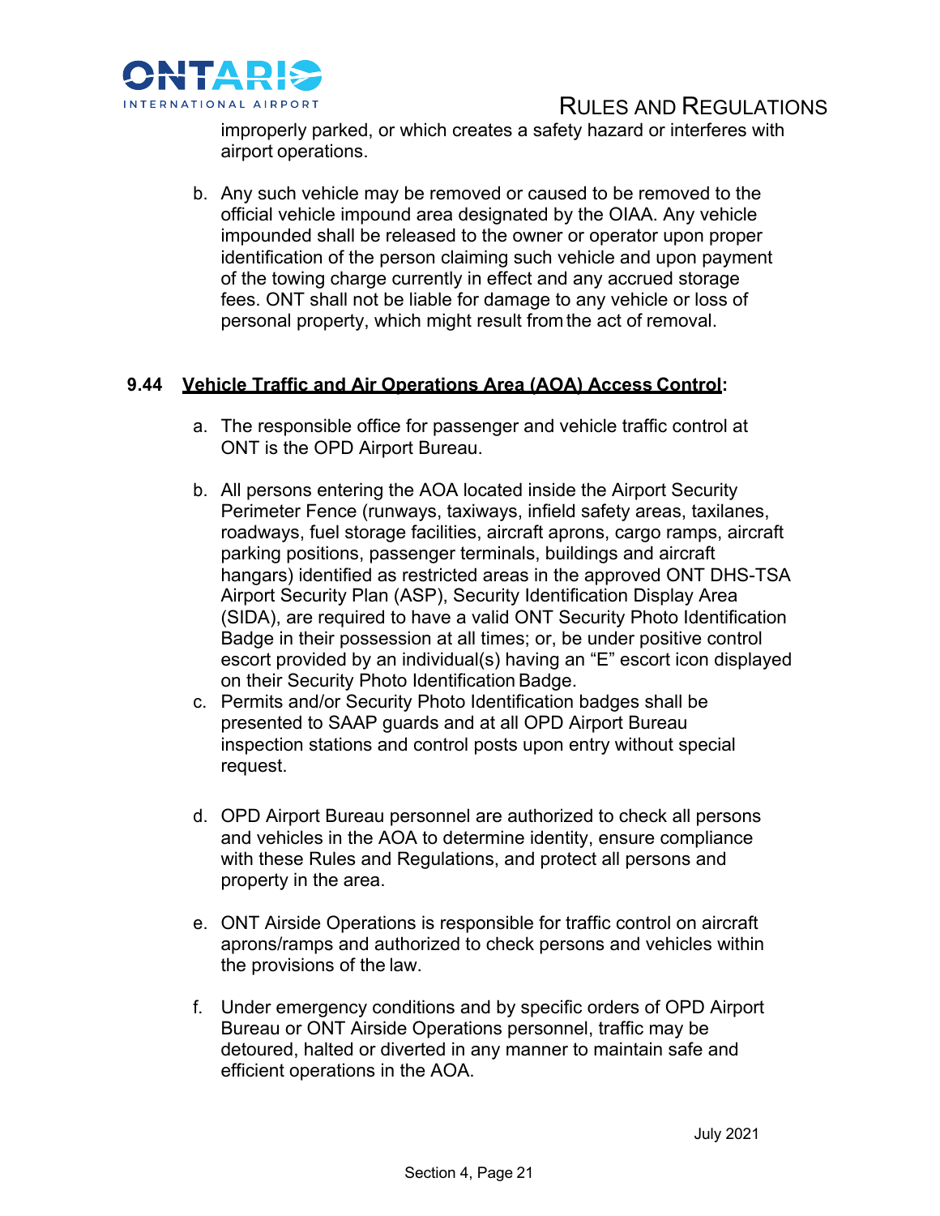improperly parked, or which creates a safety hazard or interferes with airport operations.

b. Any such vehicle may be removed or caused to be removed to the official vehicle impound area designated by the OIAA. Any vehicle impounded shall be released to the owner or operator upon proper identification of the person claiming such vehicle and upon payment of the towing charge currently in effect and any accrued storage fees. ONT shall not be liable for damage to any vehicle or loss of personal property, which might result from the act of removal.

### 9.44 Vehicle Traffic and Air Operations Area (AOA) Access Control:

a. The responsible office for passenger and vehicle traffic control at ONT is the OPD Airport Bureau.

b. All persons entering the AOA located inside the Airport Security Perimeter Fence (runways, taxiways, infield safety areas, taxilanes, roadways, fuel storage facilities, aircraft aprons, cargo ramps, aircraft parking positions, passenger terminals, buildings and aircraft hangars) identified as restricted areas in the approved ONT DHS-TSA Airport Security Plan (ASP), Security Identification Display Area (SIDA), are required to have a valid ONT Security Photo Identification Badge in their possession at all times; or, be under positive control escort provided by an individual(s) having an "E" escort icon displayed on their Security Photo Identification Badge.

c. Permits and/or Security Photo Identification badges shall be presented to SAAP guards and at all OPD Airport Bureau inspection stations and control posts upon entry without special request.

d. OPD Airport Bureau personnel are authorized to check all persons and vehicles in the AOA to determine identity, ensure compliance with these Rules and Regulations, and protect all persons and property in the area.

e. ONT Airside Operations is responsible for traffic control on aircraft aprons/ramps and authorized to check persons and vehicles within the provisions of the law.

f. Under emergency conditions and by specific orders of OPD Airport Bureau or ONT Airside Operations personnel, traffic may be detoured, halted or diverted in any manner to maintain safe and efficient operations in the AOA.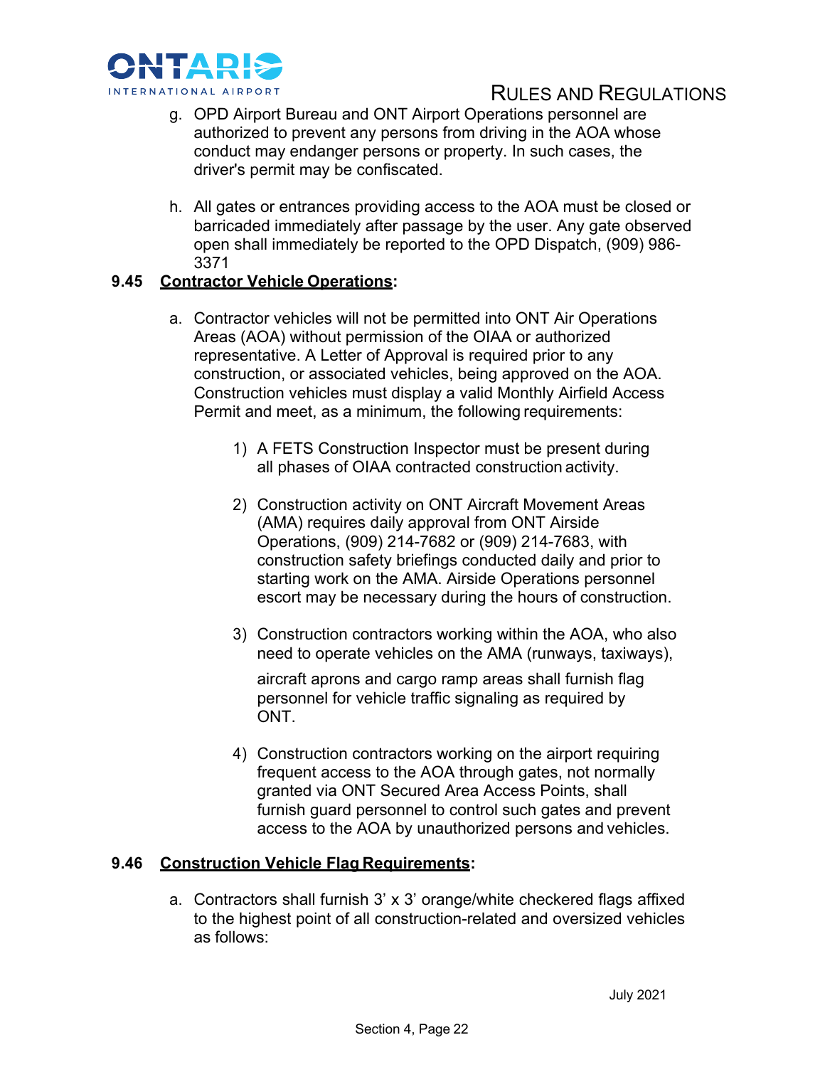g. OPD Airport Bureau and ONT Airport Operations personnel are authorized to prevent any persons from driving in the AOA whose conduct may endanger persons or property. In such cases, the driver's permit may be confiscated.

h. All gates or entrances providing access to the AOA must be closed or barricaded immediately after passage by the user. Any gate observed open shall immediately be reported to the OPD Dispatch, (909) 986-3371

**9.45 <u>Contractor Vehicle Operations</u>:**

a. Contractor vehicles will not be permitted into ONT Air Operations Areas (AOA) without permission of the OIAA or authorized representative. A Letter of Approval is required prior to any construction, or associated vehicles, being approved on the AOA. Construction vehicles must display a valid Monthly Airfield Access Permit and meet, as a minimum, the following requirements:

   1) A FETS Construction Inspector must be present during all phases of OIAA contracted construction activity.

   2) Construction activity on ONT Aircraft Movement Areas (AMA) requires daily approval from ONT Airside Operations, (909) 214-7682 or (909) 214-7683, with construction safety briefings conducted daily and prior to starting work on the AMA. Airside Operations personnel escort may be necessary during the hours of construction.

   3) Construction contractors working within the AOA, who also need to operate vehicles on the AMA (runways, taxiways), aircraft aprons and cargo ramp areas shall furnish flag personnel for vehicle traffic signaling as required by ONT.

   4) Construction contractors working on the airport requiring frequent access to the AOA through gates, not normally granted via ONT Secured Area Access Points, shall furnish guard personnel to control such gates and prevent access to the AOA by unauthorized persons and vehicles.

**9.46 <u>Construction Vehicle Flag Requirements</u>:**

a. Contractors shall furnish 3' x 3' orange/white checkered flags affixed to the highest point of all construction-related and oversized vehicles as follows: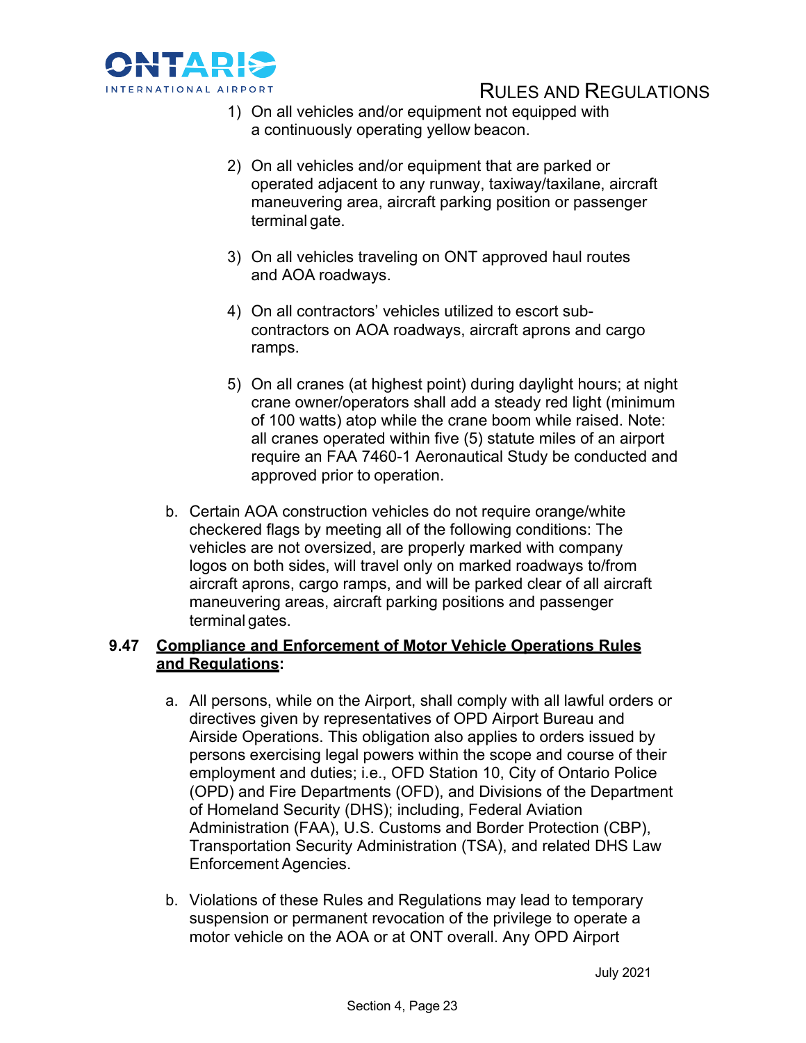1) On all vehicles and/or equipment not equipped with a continuously operating yellow beacon.

2) On all vehicles and/or equipment that are parked or operated adjacent to any runway, taxiway/taxilane, aircraft maneuvering area, aircraft parking position or passenger terminal gate.

3) On all vehicles traveling on ONT approved haul routes and AOA roadways.

4) On all contractors' vehicles utilized to escort sub-contractors on AOA roadways, aircraft aprons and cargo ramps.

5) On all cranes (at highest point) during daylight hours; at night crane owner/operators shall add a steady red light (minimum of 100 watts) atop while the crane boom while raised. Note: all cranes operated within five (5) statute miles of an airport require an FAA 7460-1 Aeronautical Study be conducted and approved prior to operation.

b. Certain AOA construction vehicles do not require orange/white checkered flags by meeting all of the following conditions: The vehicles are not oversized, are properly marked with company logos on both sides, will travel only on marked roadways to/from aircraft aprons, cargo ramps, and will be parked clear of all aircraft maneuvering areas, aircraft parking positions and passenger terminal gates.

**9.47 <u>Compliance and Enforcement of Motor Vehicle Operations Rules and Regulations</u>:**

a. All persons, while on the Airport, shall comply with all lawful orders or directives given by representatives of OPD Airport Bureau and Airside Operations. This obligation also applies to orders issued by persons exercising legal powers within the scope and course of their employment and duties; i.e., OFD Station 10, City of Ontario Police (OPD) and Fire Departments (OFD), and Divisions of the Department of Homeland Security (DHS); including, Federal Aviation Administration (FAA), U.S. Customs and Border Protection (CBP), Transportation Security Administration (TSA), and related DHS Law Enforcement Agencies.

b. Violations of these Rules and Regulations may lead to temporary suspension or permanent revocation of the privilege to operate a motor vehicle on the AOA or at ONT overall. Any OPD Airport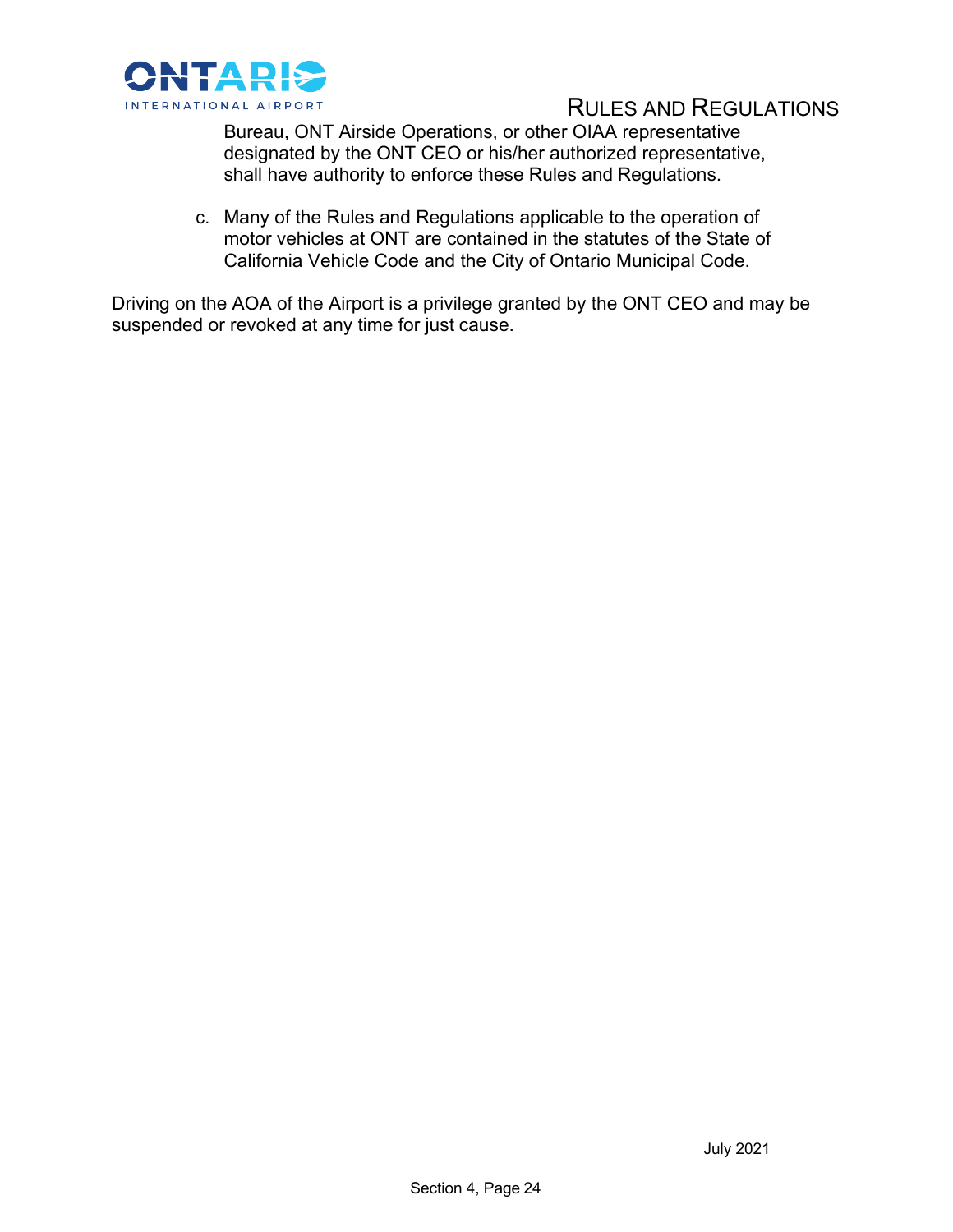Bureau, ONT Airside Operations, or other OIAA representative designated by the ONT CEO or his/her authorized representative, shall have authority to enforce these Rules and Regulations.

c. Many of the Rules and Regulations applicable to the operation of motor vehicles at ONT are contained in the statutes of the State of California Vehicle Code and the City of Ontario Municipal Code.

Driving on the AOA of the Airport is a privilege granted by the ONT CEO and may be suspended or revoked at any time for just cause.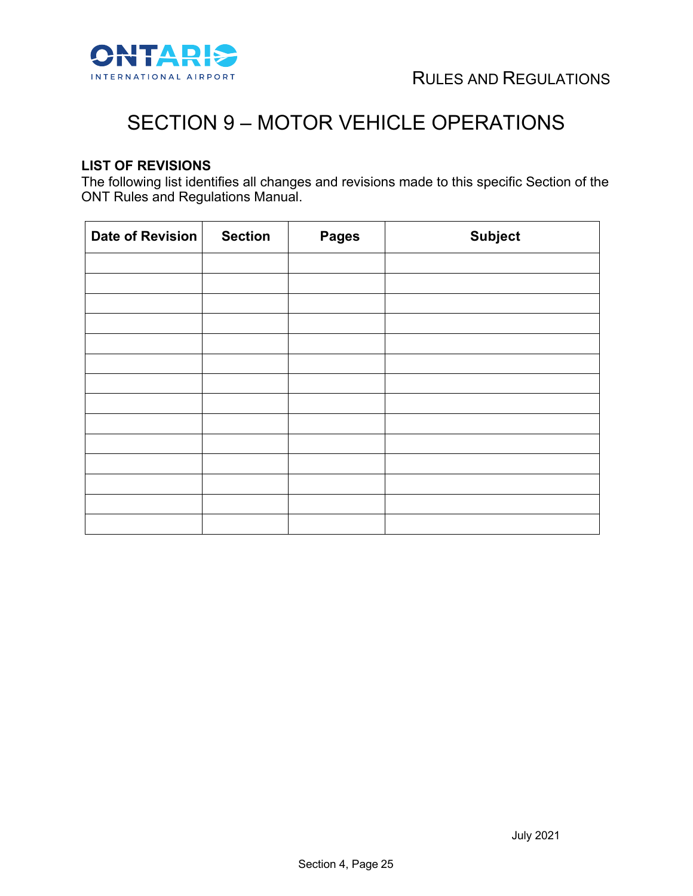# SECTION 9 – MOTOR VEHICLE OPERATIONS

**LIST OF REVISIONS**

The following list identifies all changes and revisions made to this specific Section of the ONT Rules and Regulations Manual.

| Date of Revision | Section | Pages | Subject |
|---|---|---|---|
| | | | |
| | | | |
| | | | |
| | | | |
| | | | |
| | | | |
| | | | |
| | | | |
| | | | |
| | | | |
| | | | |
| | | | |
| | | | |
| | | | |